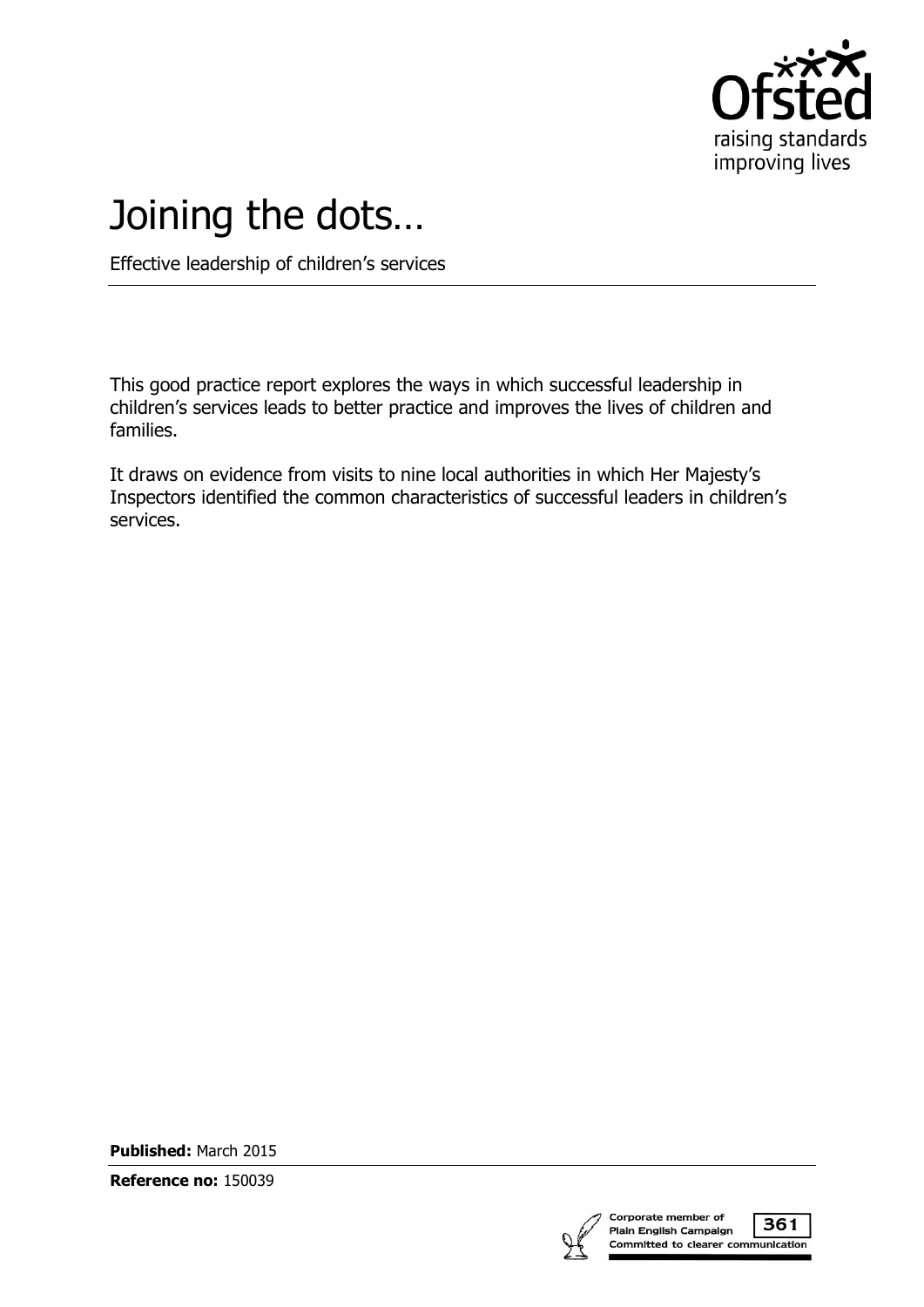Ofsted
raising standards
improving lives

# Joining the dots…

Effective leadership of children's services

This good practice report explores the ways in which successful leadership in children's services leads to better practice and improves the lives of children and families.

It draws on evidence from visits to nine local authorities in which Her Majesty's Inspectors identified the common characteristics of successful leaders in children's services.

**Published:** March 2015

**Reference no:** 150039

Corporate member of Plain English Campaign
Committed to clearer communication
361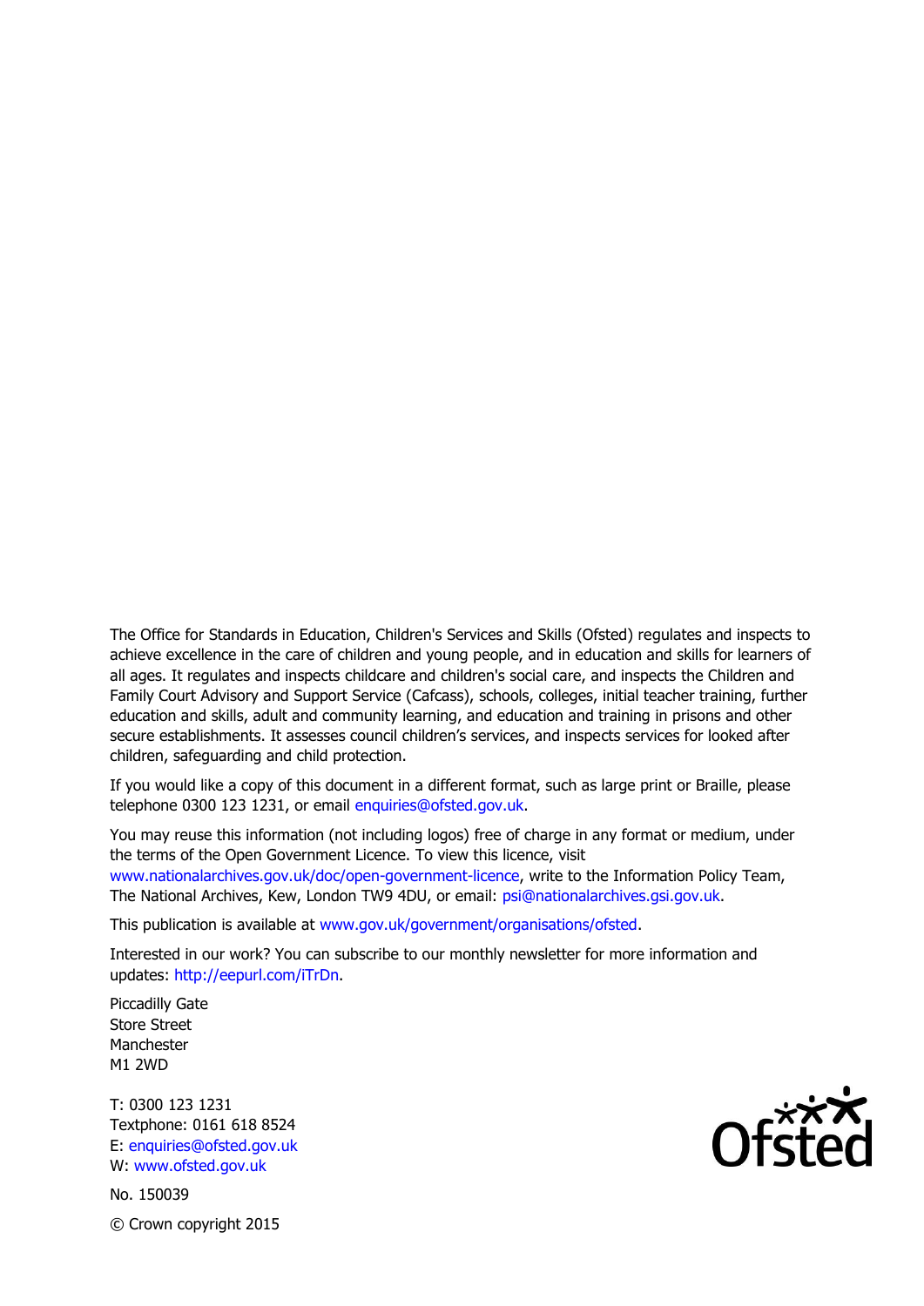The Office for Standards in Education, Children's Services and Skills (Ofsted) regulates and inspects to achieve excellence in the care of children and young people, and in education and skills for learners of all ages. It regulates and inspects childcare and children's social care, and inspects the Children and Family Court Advisory and Support Service (Cafcass), schools, colleges, initial teacher training, further education and skills, adult and community learning, and education and training in prisons and other secure establishments. It assesses council children's services, and inspects services for looked after children, safeguarding and child protection.

If you would like a copy of this document in a different format, such as large print or Braille, please telephone 0300 123 1231, or email enquiries@ofsted.gov.uk.

You may reuse this information (not including logos) free of charge in any format or medium, under the terms of the Open Government Licence. To view this licence, visit www.nationalarchives.gov.uk/doc/open-government-licence, write to the Information Policy Team, The National Archives, Kew, London TW9 4DU, or email: psi@nationalarchives.gsi.gov.uk.

This publication is available at www.gov.uk/government/organisations/ofsted.

Interested in our work? You can subscribe to our monthly newsletter for more information and updates: http://eepurl.com/iTrDn.

Piccadilly Gate
Store Street
Manchester
M1 2WD

T: 0300 123 1231
Textphone: 0161 618 8524
E: enquiries@ofsted.gov.uk
W: www.ofsted.gov.uk

No. 150039

© Crown copyright 2015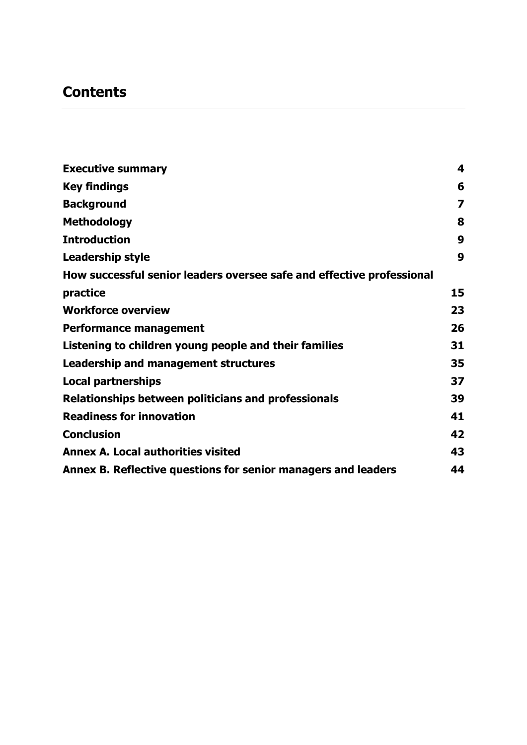## Contents

| | |
|---|---|
| **Executive summary** | **4** |
| **Key findings** | **6** |
| **Background** | **7** |
| **Methodology** | **8** |
| **Introduction** | **9** |
| **Leadership style** | **9** |
| **How successful senior leaders oversee safe and effective professional practice** | **15** |
| **Workforce overview** | **23** |
| **Performance management** | **26** |
| **Listening to children young people and their families** | **31** |
| **Leadership and management structures** | **35** |
| **Local partnerships** | **37** |
| **Relationships between politicians and professionals** | **39** |
| **Readiness for innovation** | **41** |
| **Conclusion** | **42** |
| **Annex A. Local authorities visited** | **43** |
| **Annex B. Reflective questions for senior managers and leaders** | **44** |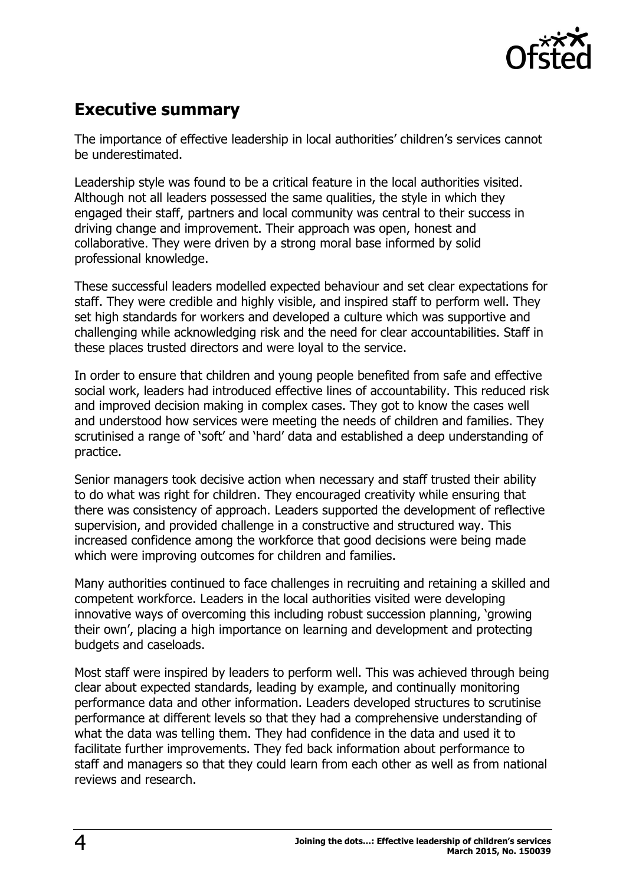## Executive summary

The importance of effective leadership in local authorities' children's services cannot be underestimated.

Leadership style was found to be a critical feature in the local authorities visited. Although not all leaders possessed the same qualities, the style in which they engaged their staff, partners and local community was central to their success in driving change and improvement. Their approach was open, honest and collaborative. They were driven by a strong moral base informed by solid professional knowledge.

These successful leaders modelled expected behaviour and set clear expectations for staff. They were credible and highly visible, and inspired staff to perform well. They set high standards for workers and developed a culture which was supportive and challenging while acknowledging risk and the need for clear accountabilities. Staff in these places trusted directors and were loyal to the service.

In order to ensure that children and young people benefited from safe and effective social work, leaders had introduced effective lines of accountability. This reduced risk and improved decision making in complex cases. They got to know the cases well and understood how services were meeting the needs of children and families. They scrutinised a range of 'soft' and 'hard' data and established a deep understanding of practice.

Senior managers took decisive action when necessary and staff trusted their ability to do what was right for children. They encouraged creativity while ensuring that there was consistency of approach. Leaders supported the development of reflective supervision, and provided challenge in a constructive and structured way. This increased confidence among the workforce that good decisions were being made which were improving outcomes for children and families.

Many authorities continued to face challenges in recruiting and retaining a skilled and competent workforce. Leaders in the local authorities visited were developing innovative ways of overcoming this including robust succession planning, 'growing their own', placing a high importance on learning and development and protecting budgets and caseloads.

Most staff were inspired by leaders to perform well. This was achieved through being clear about expected standards, leading by example, and continually monitoring performance data and other information. Leaders developed structures to scrutinise performance at different levels so that they had a comprehensive understanding of what the data was telling them. They had confidence in the data and used it to facilitate further improvements. They fed back information about performance to staff and managers so that they could learn from each other as well as from national reviews and research.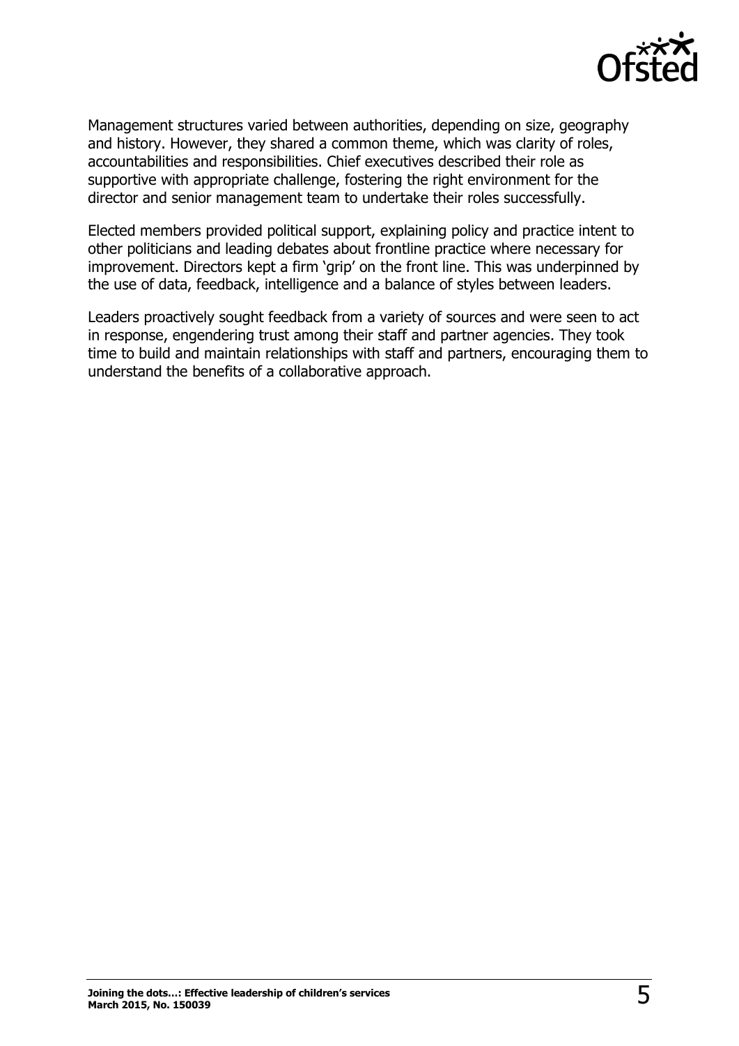Management structures varied between authorities, depending on size, geography and history. However, they shared a common theme, which was clarity of roles, accountabilities and responsibilities. Chief executives described their role as supportive with appropriate challenge, fostering the right environment for the director and senior management team to undertake their roles successfully.

Elected members provided political support, explaining policy and practice intent to other politicians and leading debates about frontline practice where necessary for improvement. Directors kept a firm 'grip' on the front line. This was underpinned by the use of data, feedback, intelligence and a balance of styles between leaders.

Leaders proactively sought feedback from a variety of sources and were seen to act in response, engendering trust among their staff and partner agencies. They took time to build and maintain relationships with staff and partners, encouraging them to understand the benefits of a collaborative approach.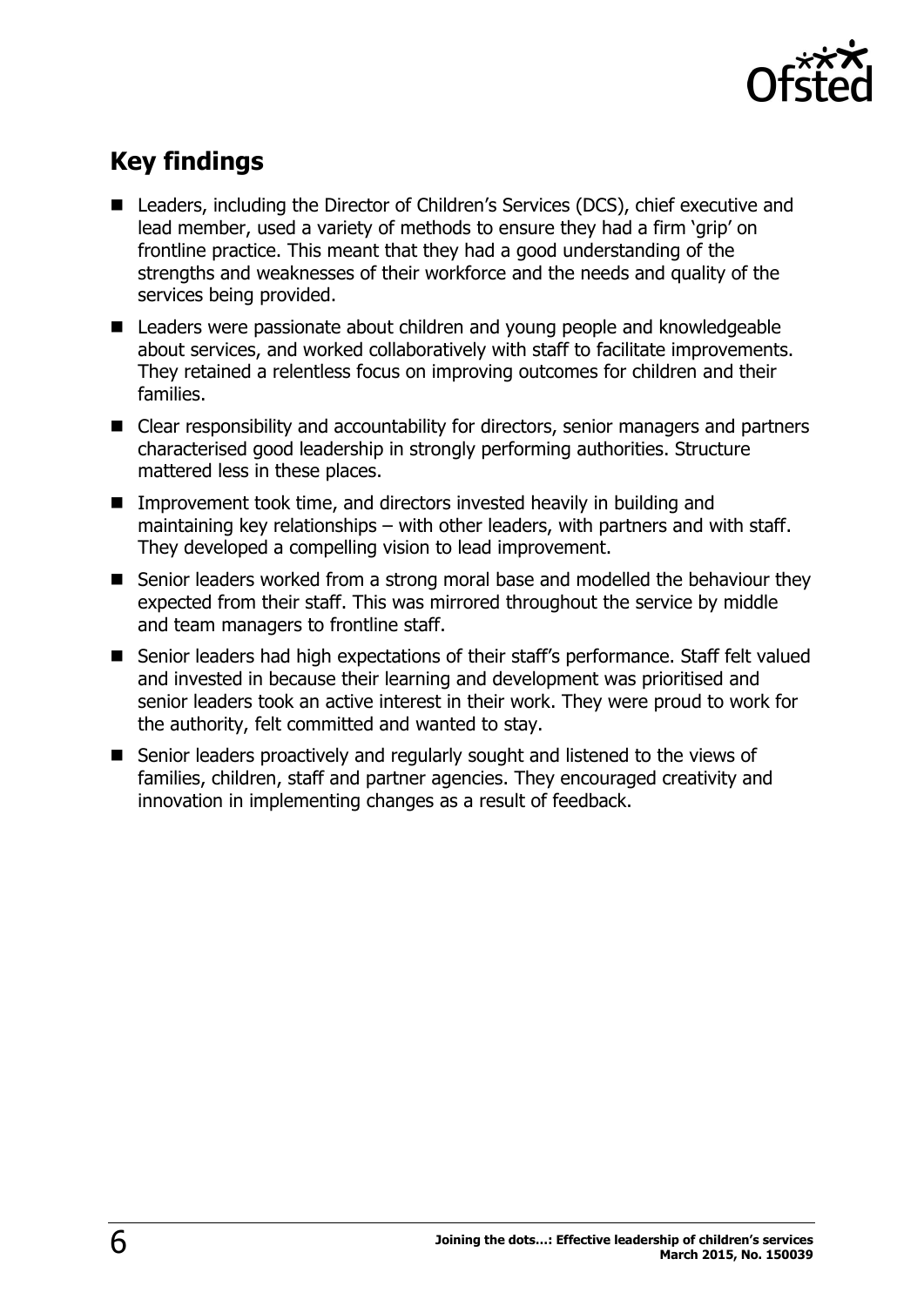## Key findings

- Leaders, including the Director of Children's Services (DCS), chief executive and lead member, used a variety of methods to ensure they had a firm 'grip' on frontline practice. This meant that they had a good understanding of the strengths and weaknesses of their workforce and the needs and quality of the services being provided.
- Leaders were passionate about children and young people and knowledgeable about services, and worked collaboratively with staff to facilitate improvements. They retained a relentless focus on improving outcomes for children and their families.
- Clear responsibility and accountability for directors, senior managers and partners characterised good leadership in strongly performing authorities. Structure mattered less in these places.
- Improvement took time, and directors invested heavily in building and maintaining key relationships – with other leaders, with partners and with staff. They developed a compelling vision to lead improvement.
- Senior leaders worked from a strong moral base and modelled the behaviour they expected from their staff. This was mirrored throughout the service by middle and team managers to frontline staff.
- Senior leaders had high expectations of their staff's performance. Staff felt valued and invested in because their learning and development was prioritised and senior leaders took an active interest in their work. They were proud to work for the authority, felt committed and wanted to stay.
- Senior leaders proactively and regularly sought and listened to the views of families, children, staff and partner agencies. They encouraged creativity and innovation in implementing changes as a result of feedback.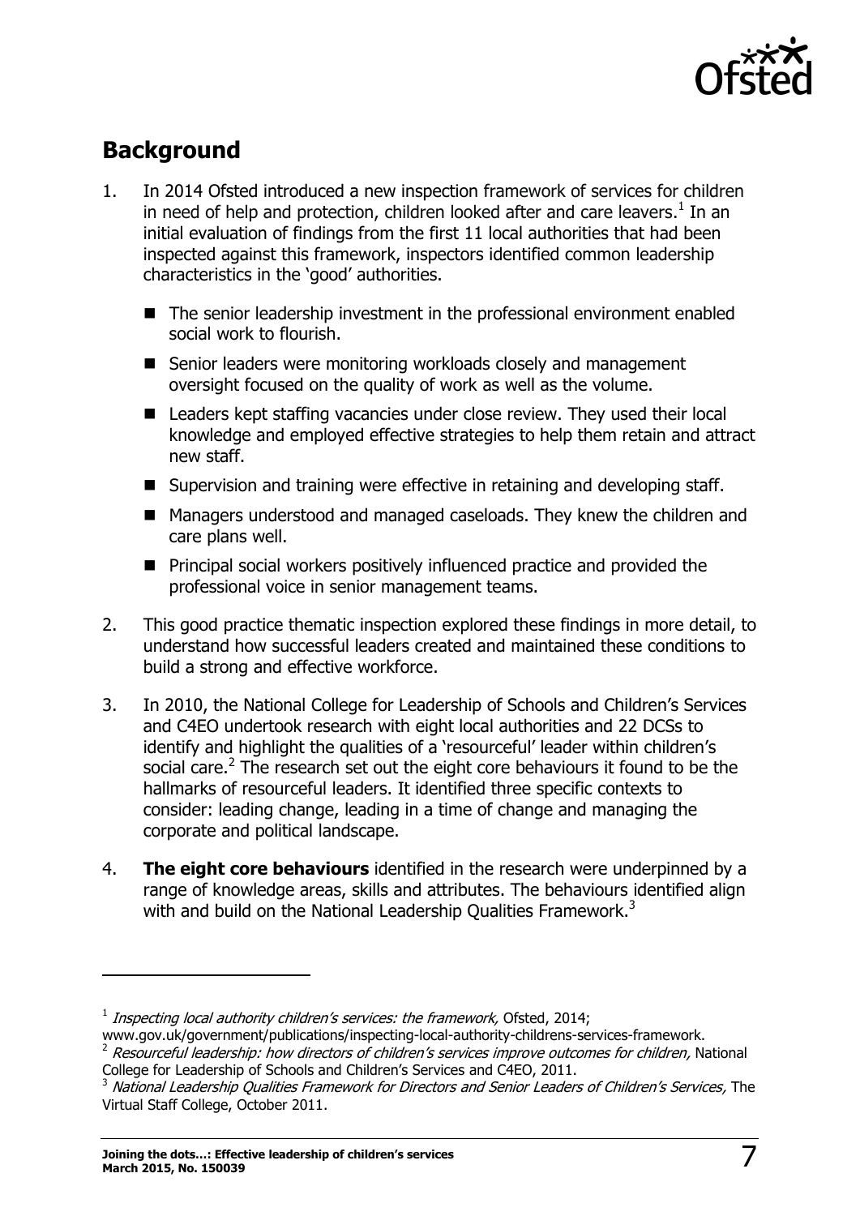## Background

1. In 2014 Ofsted introduced a new inspection framework of services for children in need of help and protection, children looked after and care leavers.[1] In an initial evaluation of findings from the first 11 local authorities that had been inspected against this framework, inspectors identified common leadership characteristics in the 'good' authorities.

   - The senior leadership investment in the professional environment enabled social work to flourish.
   - Senior leaders were monitoring workloads closely and management oversight focused on the quality of work as well as the volume.
   - Leaders kept staffing vacancies under close review. They used their local knowledge and employed effective strategies to help them retain and attract new staff.
   - Supervision and training were effective in retaining and developing staff.
   - Managers understood and managed caseloads. They knew the children and care plans well.
   - Principal social workers positively influenced practice and provided the professional voice in senior management teams.

2. This good practice thematic inspection explored these findings in more detail, to understand how successful leaders created and maintained these conditions to build a strong and effective workforce.

3. In 2010, the National College for Leadership of Schools and Children's Services and C4EO undertook research with eight local authorities and 22 DCSs to identify and highlight the qualities of a 'resourceful' leader within children's social care.[2] The research set out the eight core behaviours it found to be the hallmarks of resourceful leaders. It identified three specific contexts to consider: leading change, leading in a time of change and managing the corporate and political landscape.

4. **The eight core behaviours** identified in the research were underpinned by a range of knowledge areas, skills and attributes. The behaviours identified align with and build on the National Leadership Qualities Framework.[3]

---

[1] *Inspecting local authority children's services: the framework,* Ofsted, 2014; www.gov.uk/government/publications/inspecting-local-authority-childrens-services-framework.

[2] *Resourceful leadership: how directors of children's services improve outcomes for children,* National College for Leadership of Schools and Children's Services and C4EO, 2011.

[3] *National Leadership Qualities Framework for Directors and Senior Leaders of Children's Services,* The Virtual Staff College, October 2011.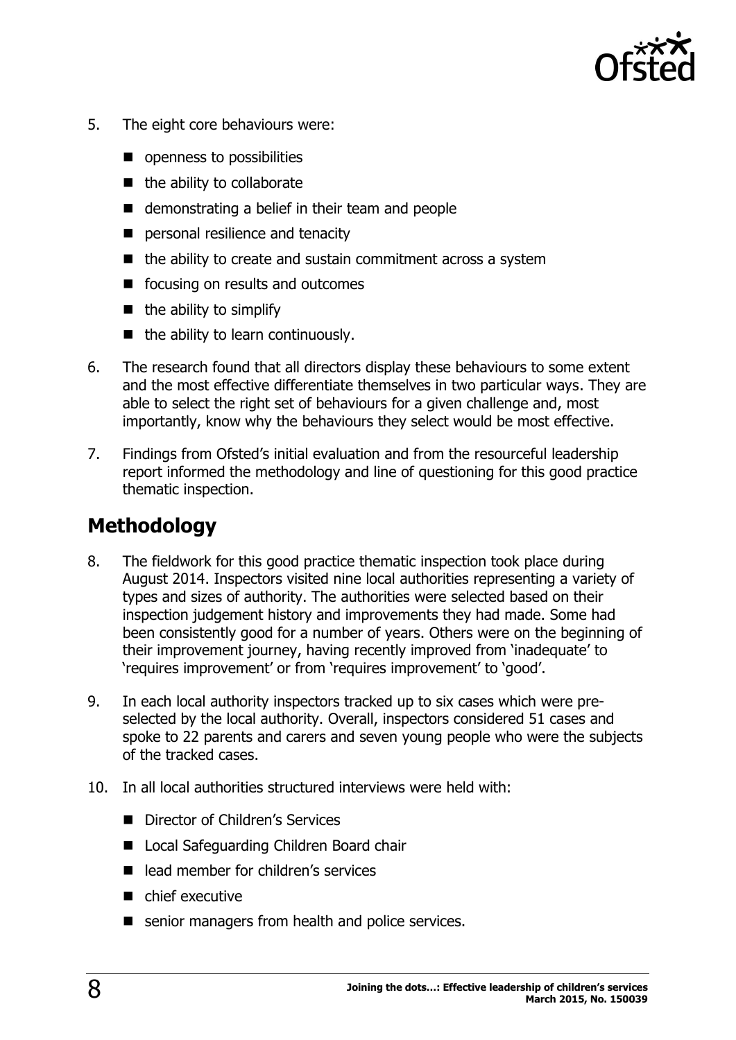5. The eight core behaviours were:

   - openness to possibilities
   - the ability to collaborate
   - demonstrating a belief in their team and people
   - personal resilience and tenacity
   - the ability to create and sustain commitment across a system
   - focusing on results and outcomes
   - the ability to simplify
   - the ability to learn continuously.

6. The research found that all directors display these behaviours to some extent and the most effective differentiate themselves in two particular ways. They are able to select the right set of behaviours for a given challenge and, most importantly, know why the behaviours they select would be most effective.

7. Findings from Ofsted's initial evaluation and from the resourceful leadership report informed the methodology and line of questioning for this good practice thematic inspection.

## Methodology

8. The fieldwork for this good practice thematic inspection took place during August 2014. Inspectors visited nine local authorities representing a variety of types and sizes of authority. The authorities were selected based on their inspection judgement history and improvements they had made. Some had been consistently good for a number of years. Others were on the beginning of their improvement journey, having recently improved from 'inadequate' to 'requires improvement' or from 'requires improvement' to 'good'.

9. In each local authority inspectors tracked up to six cases which were pre-selected by the local authority. Overall, inspectors considered 51 cases and spoke to 22 parents and carers and seven young people who were the subjects of the tracked cases.

10. In all local authorities structured interviews were held with:

    - Director of Children's Services
    - Local Safeguarding Children Board chair
    - lead member for children's services
    - chief executive
    - senior managers from health and police services.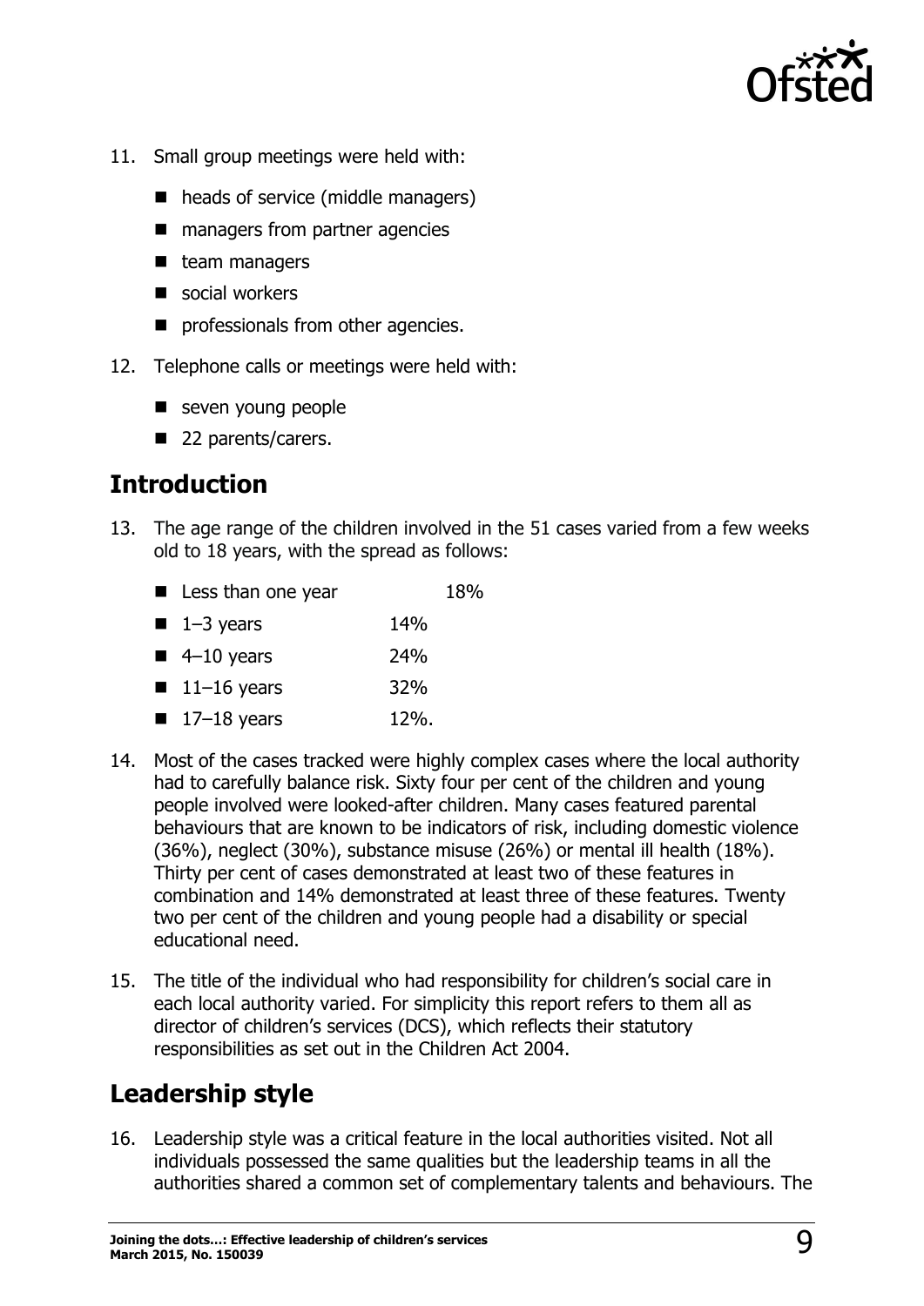11. Small group meetings were held with:

- heads of service (middle managers)
- managers from partner agencies
- team managers
- social workers
- professionals from other agencies.

12. Telephone calls or meetings were held with:

- seven young people
- 22 parents/carers.

## Introduction

13. The age range of the children involved in the 51 cases varied from a few weeks old to 18 years, with the spread as follows:

- Less than one year 18%
- 1–3 years 14%
- 4–10 years 24%
- 11–16 years 32%
- 17–18 years 12%.

14. Most of the cases tracked were highly complex cases where the local authority had to carefully balance risk. Sixty four per cent of the children and young people involved were looked-after children. Many cases featured parental behaviours that are known to be indicators of risk, including domestic violence (36%), neglect (30%), substance misuse (26%) or mental ill health (18%). Thirty per cent of cases demonstrated at least two of these features in combination and 14% demonstrated at least three of these features. Twenty two per cent of the children and young people had a disability or special educational need.

15. The title of the individual who had responsibility for children's social care in each local authority varied. For simplicity this report refers to them all as director of children's services (DCS), which reflects their statutory responsibilities as set out in the Children Act 2004.

## Leadership style

16. Leadership style was a critical feature in the local authorities visited. Not all individuals possessed the same qualities but the leadership teams in all the authorities shared a common set of complementary talents and behaviours. The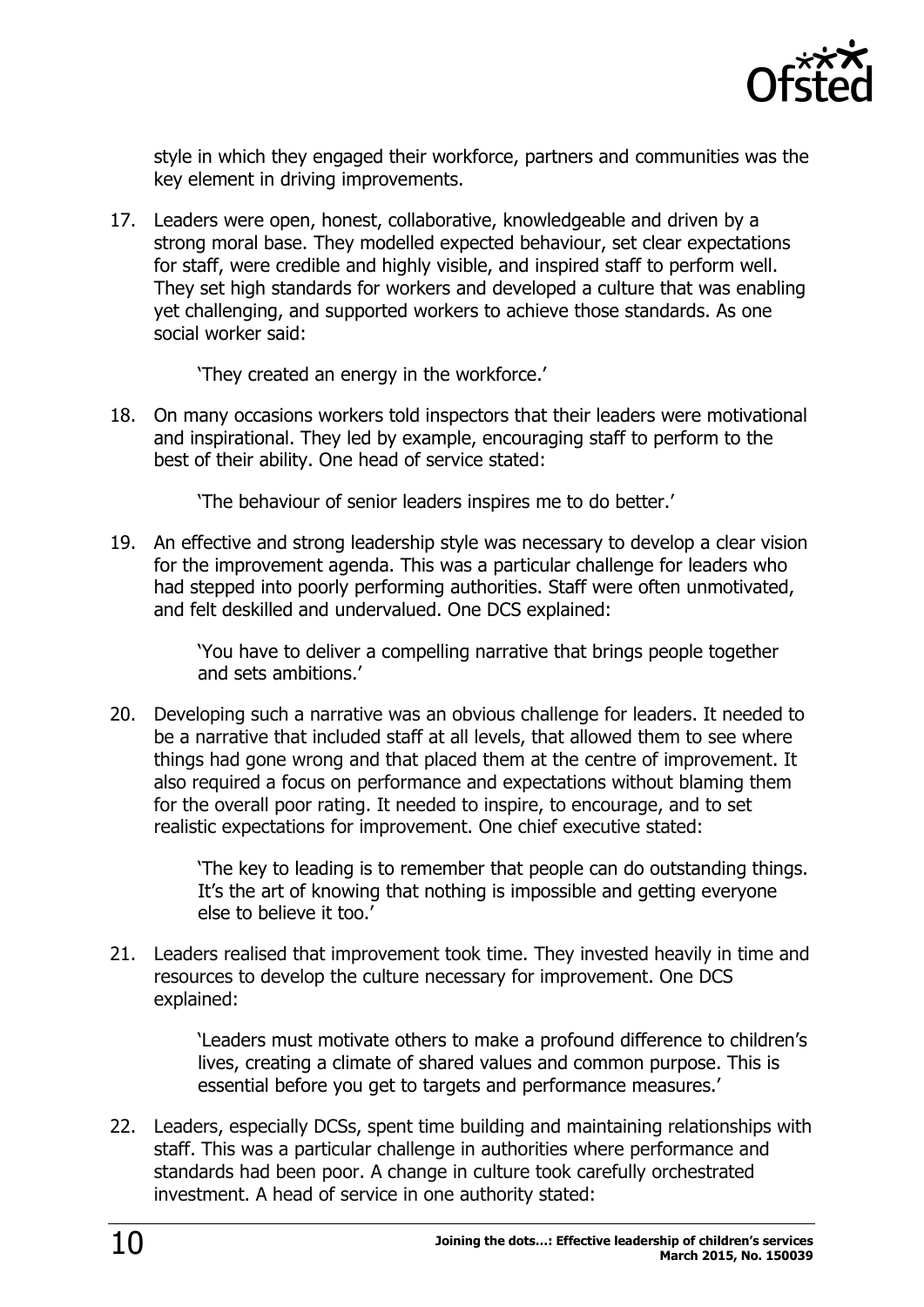style in which they engaged their workforce, partners and communities was the key element in driving improvements.

17. Leaders were open, honest, collaborative, knowledgeable and driven by a strong moral base. They modelled expected behaviour, set clear expectations for staff, were credible and highly visible, and inspired staff to perform well. They set high standards for workers and developed a culture that was enabling yet challenging, and supported workers to achieve those standards. As one social worker said:

    'They created an energy in the workforce.'

18. On many occasions workers told inspectors that their leaders were motivational and inspirational. They led by example, encouraging staff to perform to the best of their ability. One head of service stated:

    'The behaviour of senior leaders inspires me to do better.'

19. An effective and strong leadership style was necessary to develop a clear vision for the improvement agenda. This was a particular challenge for leaders who had stepped into poorly performing authorities. Staff were often unmotivated, and felt deskilled and undervalued. One DCS explained:

    'You have to deliver a compelling narrative that brings people together and sets ambitions.'

20. Developing such a narrative was an obvious challenge for leaders. It needed to be a narrative that included staff at all levels, that allowed them to see where things had gone wrong and that placed them at the centre of improvement. It also required a focus on performance and expectations without blaming them for the overall poor rating. It needed to inspire, to encourage, and to set realistic expectations for improvement. One chief executive stated:

    'The key to leading is to remember that people can do outstanding things. It's the art of knowing that nothing is impossible and getting everyone else to believe it too.'

21. Leaders realised that improvement took time. They invested heavily in time and resources to develop the culture necessary for improvement. One DCS explained:

    'Leaders must motivate others to make a profound difference to children's lives, creating a climate of shared values and common purpose. This is essential before you get to targets and performance measures.'

22. Leaders, especially DCSs, spent time building and maintaining relationships with staff. This was a particular challenge in authorities where performance and standards had been poor. A change in culture took carefully orchestrated investment. A head of service in one authority stated: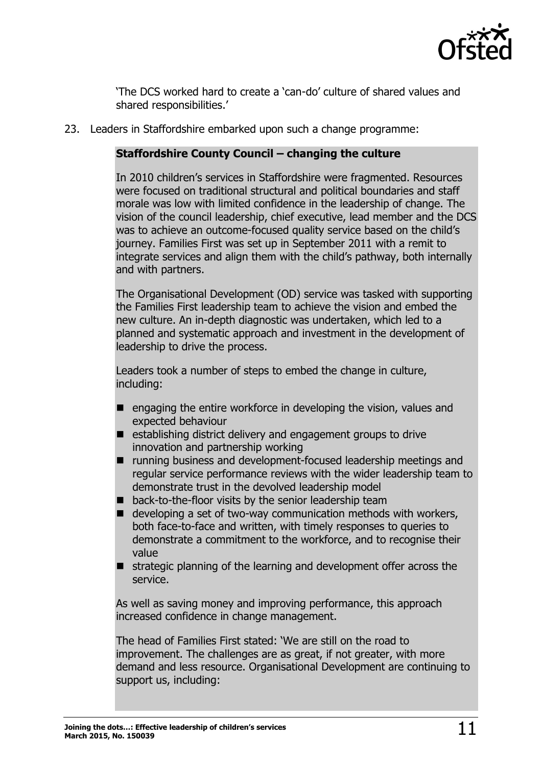'The DCS worked hard to create a 'can-do' culture of shared values and shared responsibilities.'

23. Leaders in Staffordshire embarked upon such a change programme:

**Staffordshire County Council – changing the culture**

In 2010 children's services in Staffordshire were fragmented. Resources were focused on traditional structural and political boundaries and staff morale was low with limited confidence in the leadership of change. The vision of the council leadership, chief executive, lead member and the DCS was to achieve an outcome-focused quality service based on the child's journey. Families First was set up in September 2011 with a remit to integrate services and align them with the child's pathway, both internally and with partners.

The Organisational Development (OD) service was tasked with supporting the Families First leadership team to achieve the vision and embed the new culture. An in-depth diagnostic was undertaken, which led to a planned and systematic approach and investment in the development of leadership to drive the process.

Leaders took a number of steps to embed the change in culture, including:

- engaging the entire workforce in developing the vision, values and expected behaviour
- establishing district delivery and engagement groups to drive innovation and partnership working
- running business and development-focused leadership meetings and regular service performance reviews with the wider leadership team to demonstrate trust in the devolved leadership model
- back-to-the-floor visits by the senior leadership team
- developing a set of two-way communication methods with workers, both face-to-face and written, with timely responses to queries to demonstrate a commitment to the workforce, and to recognise their value
- strategic planning of the learning and development offer across the service.

As well as saving money and improving performance, this approach increased confidence in change management.

The head of Families First stated: 'We are still on the road to improvement. The challenges are as great, if not greater, with more demand and less resource. Organisational Development are continuing to support us, including: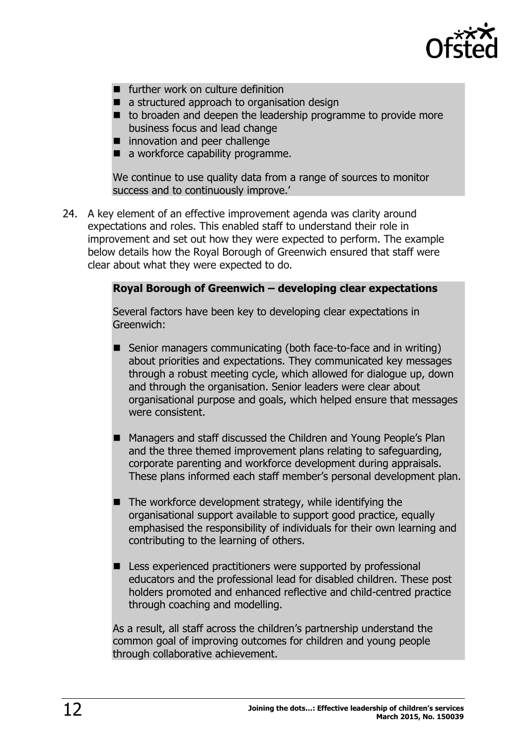- further work on culture definition
- a structured approach to organisation design
- to broaden and deepen the leadership programme to provide more business focus and lead change
- innovation and peer challenge
- a workforce capability programme.

We continue to use quality data from a range of sources to monitor success and to continuously improve.'

24. A key element of an effective improvement agenda was clarity around expectations and roles. This enabled staff to understand their role in improvement and set out how they were expected to perform. The example below details how the Royal Borough of Greenwich ensured that staff were clear about what they were expected to do.

**Royal Borough of Greenwich – developing clear expectations**

Several factors have been key to developing clear expectations in Greenwich:

- Senior managers communicating (both face-to-face and in writing) about priorities and expectations. They communicated key messages through a robust meeting cycle, which allowed for dialogue up, down and through the organisation. Senior leaders were clear about organisational purpose and goals, which helped ensure that messages were consistent.

- Managers and staff discussed the Children and Young People's Plan and the three themed improvement plans relating to safeguarding, corporate parenting and workforce development during appraisals. These plans informed each staff member's personal development plan.

- The workforce development strategy, while identifying the organisational support available to support good practice, equally emphasised the responsibility of individuals for their own learning and contributing to the learning of others.

- Less experienced practitioners were supported by professional educators and the professional lead for disabled children. These post holders promoted and enhanced reflective and child-centred practice through coaching and modelling.

As a result, all staff across the children's partnership understand the common goal of improving outcomes for children and young people through collaborative achievement.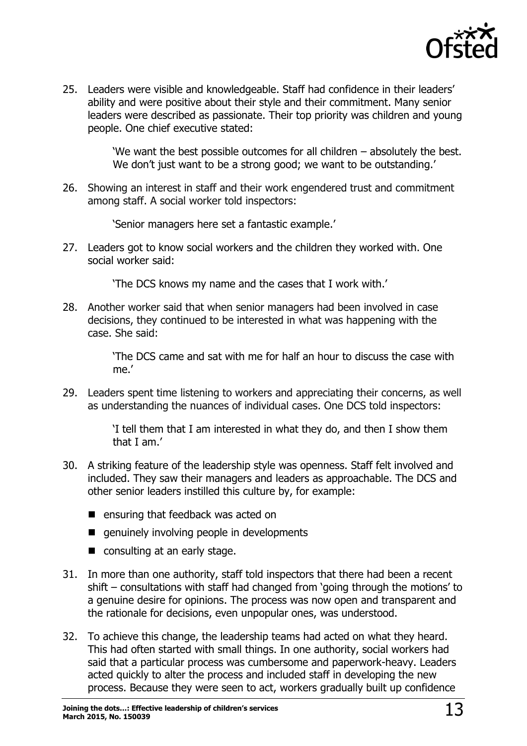25. Leaders were visible and knowledgeable. Staff had confidence in their leaders' ability and were positive about their style and their commitment. Many senior leaders were described as passionate. Their top priority was children and young people. One chief executive stated:

    > 'We want the best possible outcomes for all children – absolutely the best. We don't just want to be a strong good; we want to be outstanding.'

26. Showing an interest in staff and their work engendered trust and commitment among staff. A social worker told inspectors:

    > 'Senior managers here set a fantastic example.'

27. Leaders got to know social workers and the children they worked with. One social worker said:

    > 'The DCS knows my name and the cases that I work with.'

28. Another worker said that when senior managers had been involved in case decisions, they continued to be interested in what was happening with the case. She said:

    > 'The DCS came and sat with me for half an hour to discuss the case with me.'

29. Leaders spent time listening to workers and appreciating their concerns, as well as understanding the nuances of individual cases. One DCS told inspectors:

    > 'I tell them that I am interested in what they do, and then I show them that I am.'

30. A striking feature of the leadership style was openness. Staff felt involved and included. They saw their managers and leaders as approachable. The DCS and other senior leaders instilled this culture by, for example:

    - ensuring that feedback was acted on
    - genuinely involving people in developments
    - consulting at an early stage.

31. In more than one authority, staff told inspectors that there had been a recent shift – consultations with staff had changed from 'going through the motions' to a genuine desire for opinions. The process was now open and transparent and the rationale for decisions, even unpopular ones, was understood.

32. To achieve this change, the leadership teams had acted on what they heard. This had often started with small things. In one authority, social workers had said that a particular process was cumbersome and paperwork-heavy. Leaders acted quickly to alter the process and included staff in developing the new process. Because they were seen to act, workers gradually built up confidence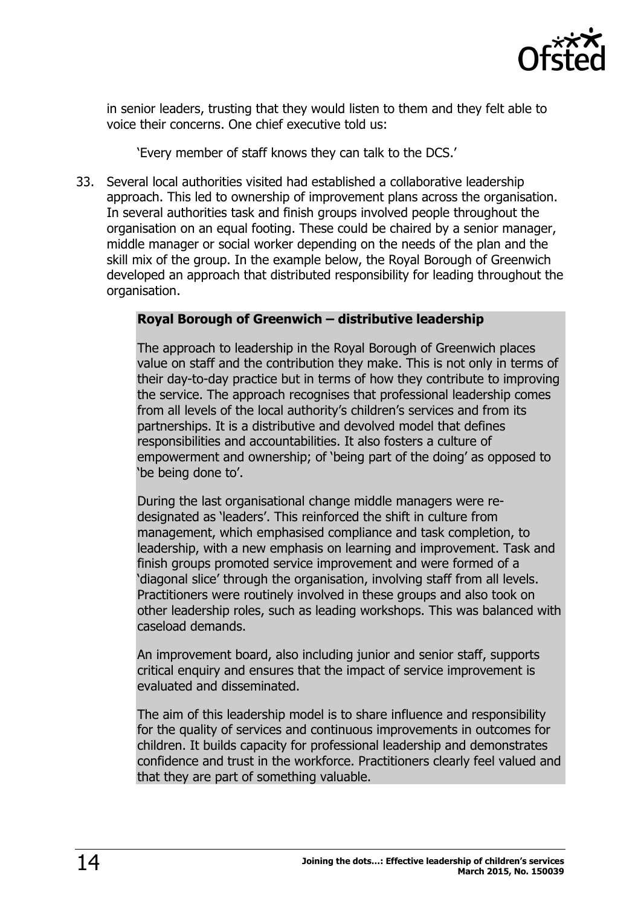in senior leaders, trusting that they would listen to them and they felt able to voice their concerns. One chief executive told us:

> 'Every member of staff knows they can talk to the DCS.'

33. Several local authorities visited had established a collaborative leadership approach. This led to ownership of improvement plans across the organisation. In several authorities task and finish groups involved people throughout the organisation on an equal footing. These could be chaired by a senior manager, middle manager or social worker depending on the needs of the plan and the skill mix of the group. In the example below, the Royal Borough of Greenwich developed an approach that distributed responsibility for leading throughout the organisation.

**Royal Borough of Greenwich – distributive leadership**

The approach to leadership in the Royal Borough of Greenwich places value on staff and the contribution they make. This is not only in terms of their day-to-day practice but in terms of how they contribute to improving the service. The approach recognises that professional leadership comes from all levels of the local authority's children's services and from its partnerships. It is a distributive and devolved model that defines responsibilities and accountabilities. It also fosters a culture of empowerment and ownership; of 'being part of the doing' as opposed to 'be being done to'.

During the last organisational change middle managers were re-designated as 'leaders'. This reinforced the shift in culture from management, which emphasised compliance and task completion, to leadership, with a new emphasis on learning and improvement. Task and finish groups promoted service improvement and were formed of a 'diagonal slice' through the organisation, involving staff from all levels. Practitioners were routinely involved in these groups and also took on other leadership roles, such as leading workshops. This was balanced with caseload demands.

An improvement board, also including junior and senior staff, supports critical enquiry and ensures that the impact of service improvement is evaluated and disseminated.

The aim of this leadership model is to share influence and responsibility for the quality of services and continuous improvements in outcomes for children. It builds capacity for professional leadership and demonstrates confidence and trust in the workforce. Practitioners clearly feel valued and that they are part of something valuable.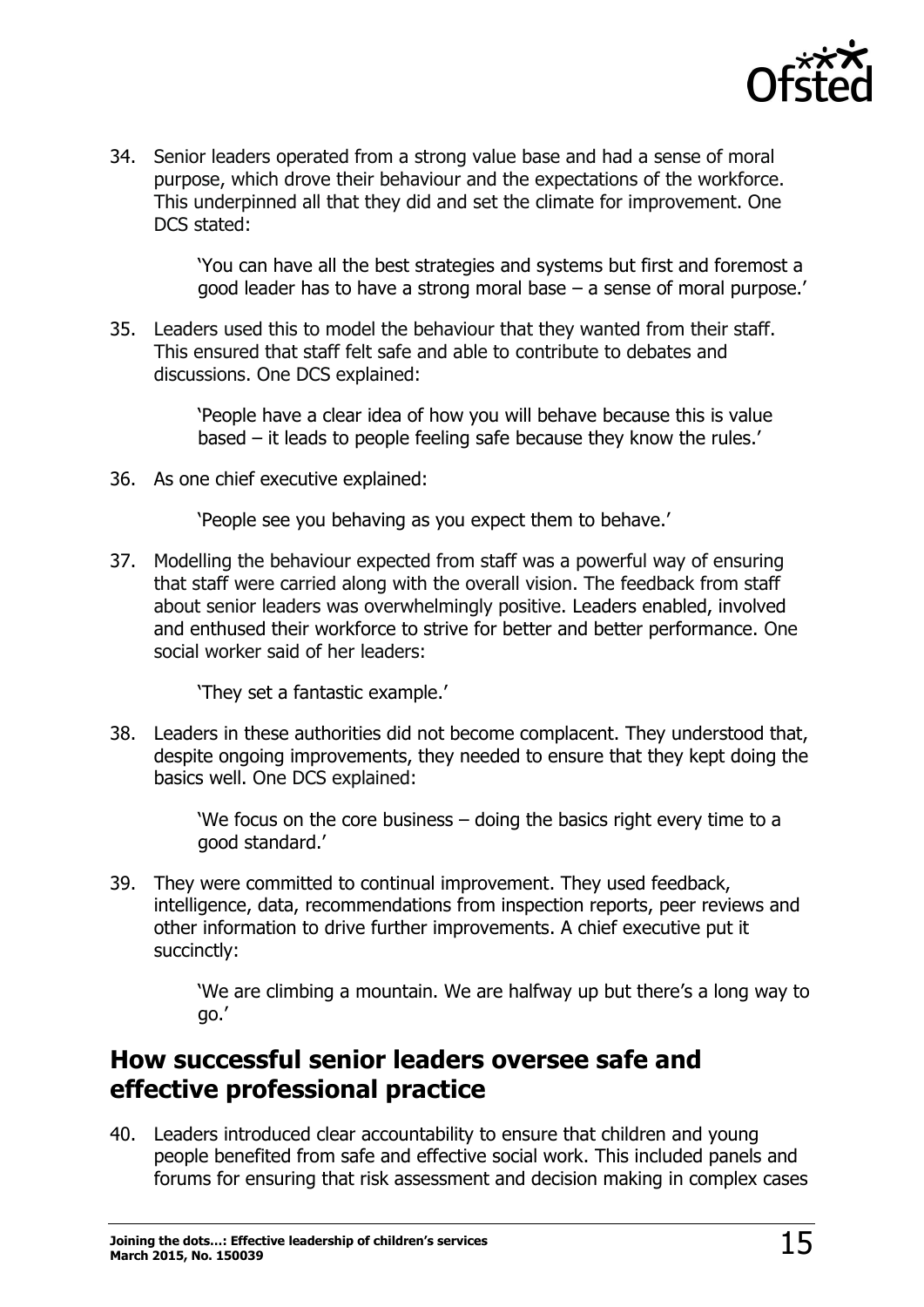34. Senior leaders operated from a strong value base and had a sense of moral purpose, which drove their behaviour and the expectations of the workforce. This underpinned all that they did and set the climate for improvement. One DCS stated:

> 'You can have all the best strategies and systems but first and foremost a good leader has to have a strong moral base – a sense of moral purpose.'

35. Leaders used this to model the behaviour that they wanted from their staff. This ensured that staff felt safe and able to contribute to debates and discussions. One DCS explained:

> 'People have a clear idea of how you will behave because this is value based – it leads to people feeling safe because they know the rules.'

36. As one chief executive explained:

> 'People see you behaving as you expect them to behave.'

37. Modelling the behaviour expected from staff was a powerful way of ensuring that staff were carried along with the overall vision. The feedback from staff about senior leaders was overwhelmingly positive. Leaders enabled, involved and enthused their workforce to strive for better and better performance. One social worker said of her leaders:

> 'They set a fantastic example.'

38. Leaders in these authorities did not become complacent. They understood that, despite ongoing improvements, they needed to ensure that they kept doing the basics well. One DCS explained:

> 'We focus on the core business – doing the basics right every time to a good standard.'

39. They were committed to continual improvement. They used feedback, intelligence, data, recommendations from inspection reports, peer reviews and other information to drive further improvements. A chief executive put it succinctly:

> 'We are climbing a mountain. We are halfway up but there's a long way to go.'

## How successful senior leaders oversee safe and effective professional practice

40. Leaders introduced clear accountability to ensure that children and young people benefited from safe and effective social work. This included panels and forums for ensuring that risk assessment and decision making in complex cases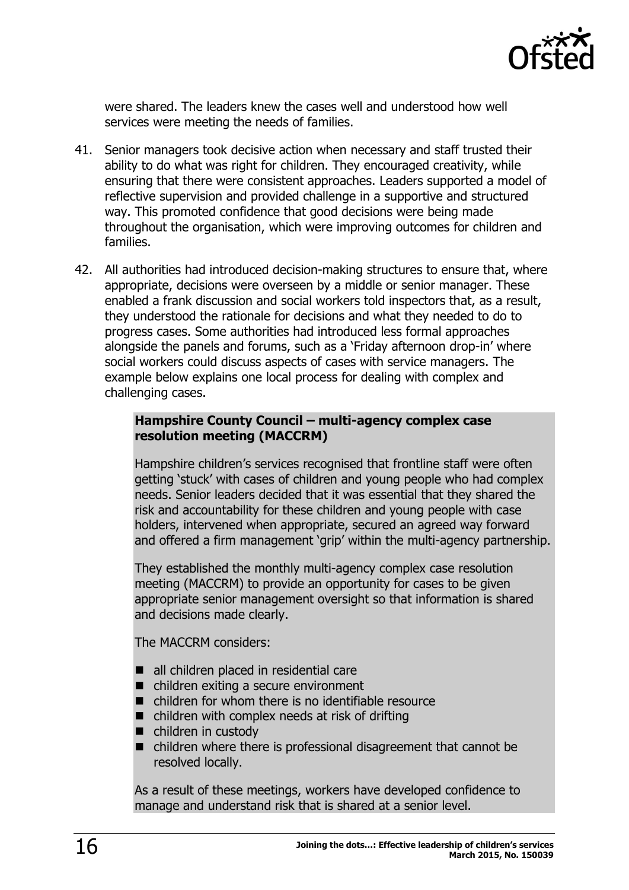were shared. The leaders knew the cases well and understood how well services were meeting the needs of families.

41. Senior managers took decisive action when necessary and staff trusted their ability to do what was right for children. They encouraged creativity, while ensuring that there were consistent approaches. Leaders supported a model of reflective supervision and provided challenge in a supportive and structured way. This promoted confidence that good decisions were being made throughout the organisation, which were improving outcomes for children and families.

42. All authorities had introduced decision-making structures to ensure that, where appropriate, decisions were overseen by a middle or senior manager. These enabled a frank discussion and social workers told inspectors that, as a result, they understood the rationale for decisions and what they needed to do to progress cases. Some authorities had introduced less formal approaches alongside the panels and forums, such as a 'Friday afternoon drop-in' where social workers could discuss aspects of cases with service managers. The example below explains one local process for dealing with complex and challenging cases.

**Hampshire County Council – multi-agency complex case resolution meeting (MACCRM)**

Hampshire children's services recognised that frontline staff were often getting 'stuck' with cases of children and young people who had complex needs. Senior leaders decided that it was essential that they shared the risk and accountability for these children and young people with case holders, intervened when appropriate, secured an agreed way forward and offered a firm management 'grip' within the multi-agency partnership.

They established the monthly multi-agency complex case resolution meeting (MACCRM) to provide an opportunity for cases to be given appropriate senior management oversight so that information is shared and decisions made clearly.

The MACCRM considers:

- all children placed in residential care
- children exiting a secure environment
- children for whom there is no identifiable resource
- children with complex needs at risk of drifting
- children in custody
- children where there is professional disagreement that cannot be resolved locally.

As a result of these meetings, workers have developed confidence to manage and understand risk that is shared at a senior level.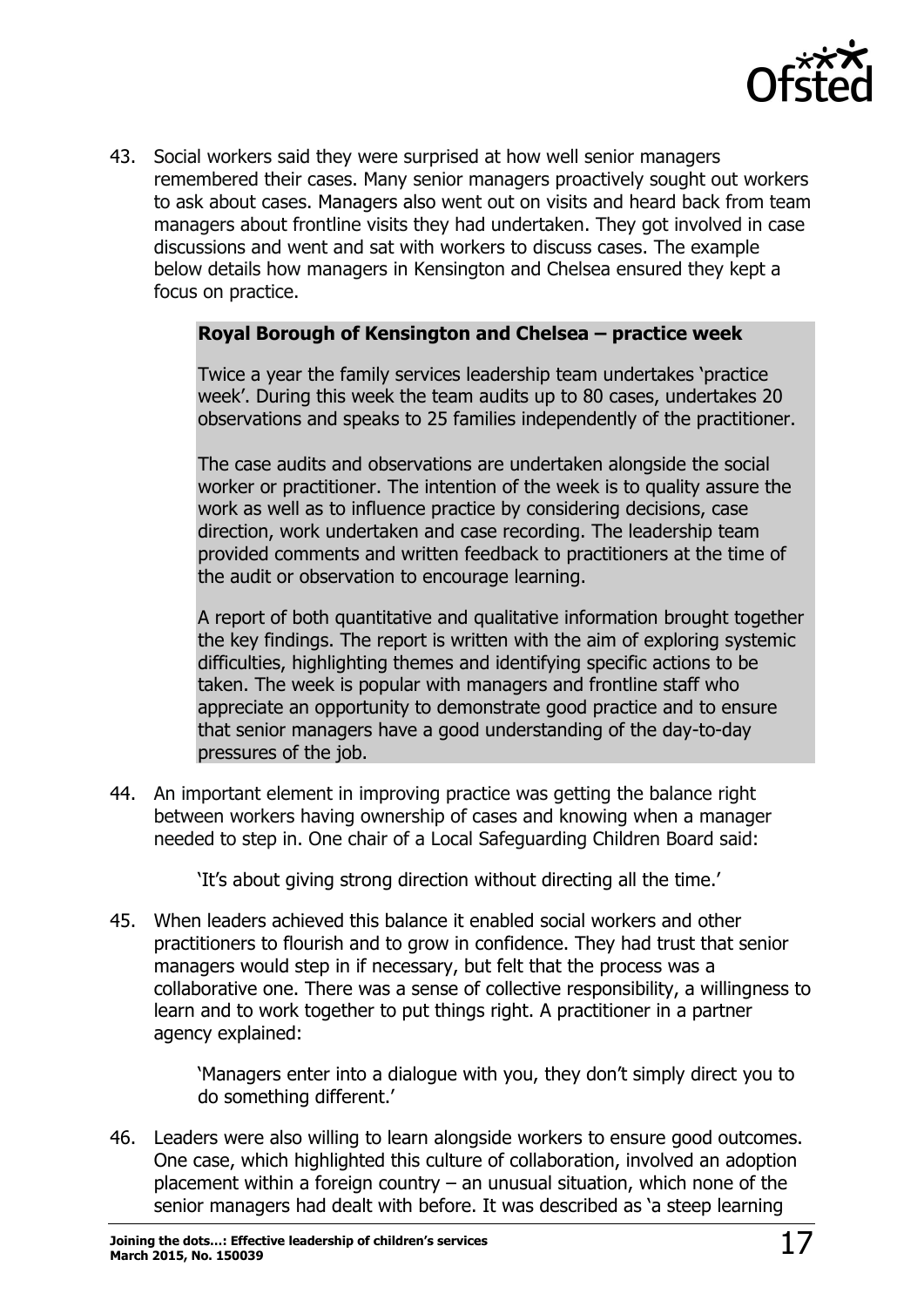43. Social workers said they were surprised at how well senior managers remembered their cases. Many senior managers proactively sought out workers to ask about cases. Managers also went out on visits and heard back from team managers about frontline visits they had undertaken. They got involved in case discussions and went and sat with workers to discuss cases. The example below details how managers in Kensington and Chelsea ensured they kept a focus on practice.

> **Royal Borough of Kensington and Chelsea – practice week**
>
> Twice a year the family services leadership team undertakes 'practice week'. During this week the team audits up to 80 cases, undertakes 20 observations and speaks to 25 families independently of the practitioner.
>
> The case audits and observations are undertaken alongside the social worker or practitioner. The intention of the week is to quality assure the work as well as to influence practice by considering decisions, case direction, work undertaken and case recording. The leadership team provided comments and written feedback to practitioners at the time of the audit or observation to encourage learning.
>
> A report of both quantitative and qualitative information brought together the key findings. The report is written with the aim of exploring systemic difficulties, highlighting themes and identifying specific actions to be taken. The week is popular with managers and frontline staff who appreciate an opportunity to demonstrate good practice and to ensure that senior managers have a good understanding of the day-to-day pressures of the job.

44. An important element in improving practice was getting the balance right between workers having ownership of cases and knowing when a manager needed to step in. One chair of a Local Safeguarding Children Board said:

> 'It's about giving strong direction without directing all the time.'

45. When leaders achieved this balance it enabled social workers and other practitioners to flourish and to grow in confidence. They had trust that senior managers would step in if necessary, but felt that the process was a collaborative one. There was a sense of collective responsibility, a willingness to learn and to work together to put things right. A practitioner in a partner agency explained:

> 'Managers enter into a dialogue with you, they don't simply direct you to do something different.'

46. Leaders were also willing to learn alongside workers to ensure good outcomes. One case, which highlighted this culture of collaboration, involved an adoption placement within a foreign country – an unusual situation, which none of the senior managers had dealt with before. It was described as 'a steep learning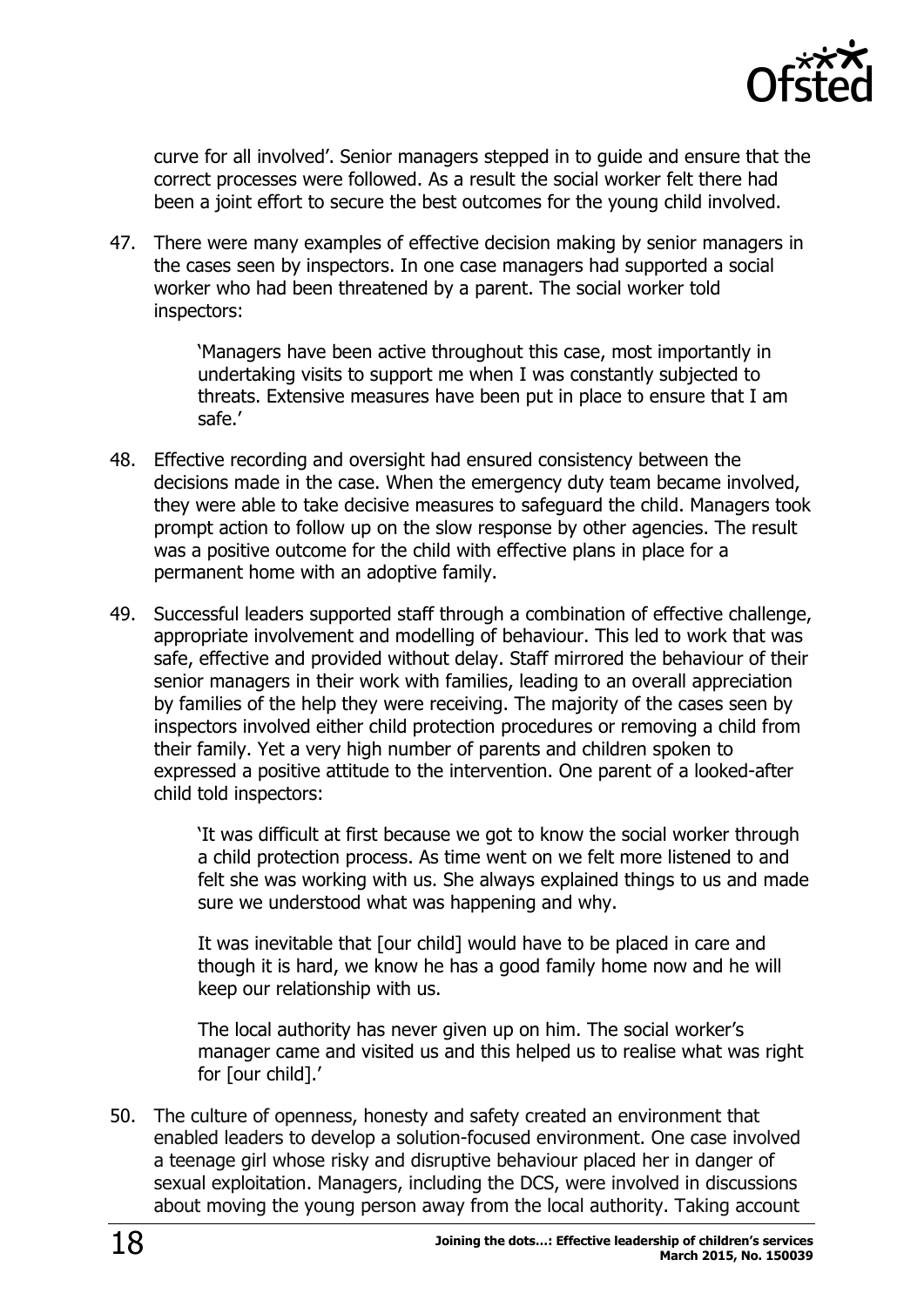curve for all involved'. Senior managers stepped in to guide and ensure that the correct processes were followed. As a result the social worker felt there had been a joint effort to secure the best outcomes for the young child involved.

47. There were many examples of effective decision making by senior managers in the cases seen by inspectors. In one case managers had supported a social worker who had been threatened by a parent. The social worker told inspectors:

> 'Managers have been active throughout this case, most importantly in undertaking visits to support me when I was constantly subjected to threats. Extensive measures have been put in place to ensure that I am safe.'

48. Effective recording and oversight had ensured consistency between the decisions made in the case. When the emergency duty team became involved, they were able to take decisive measures to safeguard the child. Managers took prompt action to follow up on the slow response by other agencies. The result was a positive outcome for the child with effective plans in place for a permanent home with an adoptive family.

49. Successful leaders supported staff through a combination of effective challenge, appropriate involvement and modelling of behaviour. This led to work that was safe, effective and provided without delay. Staff mirrored the behaviour of their senior managers in their work with families, leading to an overall appreciation by families of the help they were receiving. The majority of the cases seen by inspectors involved either child protection procedures or removing a child from their family. Yet a very high number of parents and children spoken to expressed a positive attitude to the intervention. One parent of a looked-after child told inspectors:

> 'It was difficult at first because we got to know the social worker through a child protection process. As time went on we felt more listened to and felt she was working with us. She always explained things to us and made sure we understood what was happening and why.
>
> It was inevitable that [our child] would have to be placed in care and though it is hard, we know he has a good family home now and he will keep our relationship with us.
>
> The local authority has never given up on him. The social worker's manager came and visited us and this helped us to realise what was right for [our child].'

50. The culture of openness, honesty and safety created an environment that enabled leaders to develop a solution-focused environment. One case involved a teenage girl whose risky and disruptive behaviour placed her in danger of sexual exploitation. Managers, including the DCS, were involved in discussions about moving the young person away from the local authority. Taking account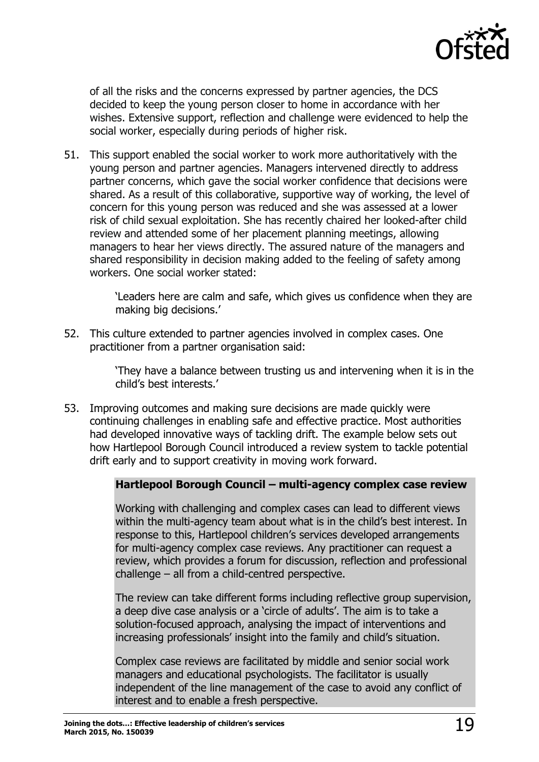of all the risks and the concerns expressed by partner agencies, the DCS decided to keep the young person closer to home in accordance with her wishes. Extensive support, reflection and challenge were evidenced to help the social worker, especially during periods of higher risk.

51. This support enabled the social worker to work more authoritatively with the young person and partner agencies. Managers intervened directly to address partner concerns, which gave the social worker confidence that decisions were shared. As a result of this collaborative, supportive way of working, the level of concern for this young person was reduced and she was assessed at a lower risk of child sexual exploitation. She has recently chaired her looked-after child review and attended some of her placement planning meetings, allowing managers to hear her views directly. The assured nature of the managers and shared responsibility in decision making added to the feeling of safety among workers. One social worker stated:

> 'Leaders here are calm and safe, which gives us confidence when they are making big decisions.'

52. This culture extended to partner agencies involved in complex cases. One practitioner from a partner organisation said:

> 'They have a balance between trusting us and intervening when it is in the child's best interests.'

53. Improving outcomes and making sure decisions are made quickly were continuing challenges in enabling safe and effective practice. Most authorities had developed innovative ways of tackling drift. The example below sets out how Hartlepool Borough Council introduced a review system to tackle potential drift early and to support creativity in moving work forward.

**Hartlepool Borough Council – multi-agency complex case review**

Working with challenging and complex cases can lead to different views within the multi-agency team about what is in the child's best interest. In response to this, Hartlepool children's services developed arrangements for multi-agency complex case reviews. Any practitioner can request a review, which provides a forum for discussion, reflection and professional challenge – all from a child-centred perspective.

The review can take different forms including reflective group supervision, a deep dive case analysis or a 'circle of adults'. The aim is to take a solution-focused approach, analysing the impact of interventions and increasing professionals' insight into the family and child's situation.

Complex case reviews are facilitated by middle and senior social work managers and educational psychologists. The facilitator is usually independent of the line management of the case to avoid any conflict of interest and to enable a fresh perspective.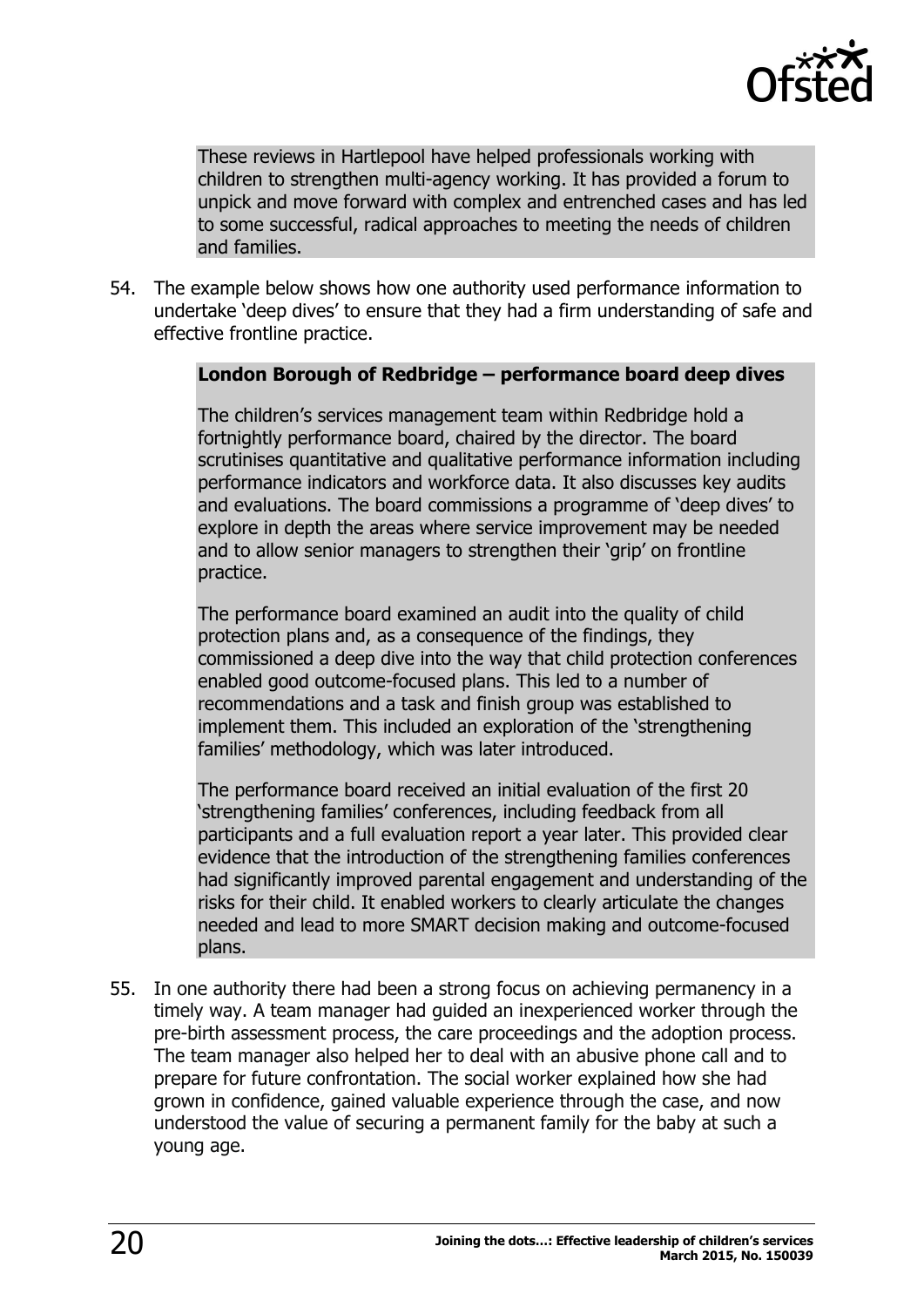These reviews in Hartlepool have helped professionals working with children to strengthen multi-agency working. It has provided a forum to unpick and move forward with complex and entrenched cases and has led to some successful, radical approaches to meeting the needs of children and families.

54. The example below shows how one authority used performance information to undertake 'deep dives' to ensure that they had a firm understanding of safe and effective frontline practice.

**London Borough of Redbridge – performance board deep dives**

The children's services management team within Redbridge hold a fortnightly performance board, chaired by the director. The board scrutinises quantitative and qualitative performance information including performance indicators and workforce data. It also discusses key audits and evaluations. The board commissions a programme of 'deep dives' to explore in depth the areas where service improvement may be needed and to allow senior managers to strengthen their 'grip' on frontline practice.

The performance board examined an audit into the quality of child protection plans and, as a consequence of the findings, they commissioned a deep dive into the way that child protection conferences enabled good outcome-focused plans. This led to a number of recommendations and a task and finish group was established to implement them. This included an exploration of the 'strengthening families' methodology, which was later introduced.

The performance board received an initial evaluation of the first 20 'strengthening families' conferences, including feedback from all participants and a full evaluation report a year later. This provided clear evidence that the introduction of the strengthening families conferences had significantly improved parental engagement and understanding of the risks for their child. It enabled workers to clearly articulate the changes needed and lead to more SMART decision making and outcome-focused plans.

55. In one authority there had been a strong focus on achieving permanency in a timely way. A team manager had guided an inexperienced worker through the pre-birth assessment process, the care proceedings and the adoption process. The team manager also helped her to deal with an abusive phone call and to prepare for future confrontation. The social worker explained how she had grown in confidence, gained valuable experience through the case, and now understood the value of securing a permanent family for the baby at such a young age.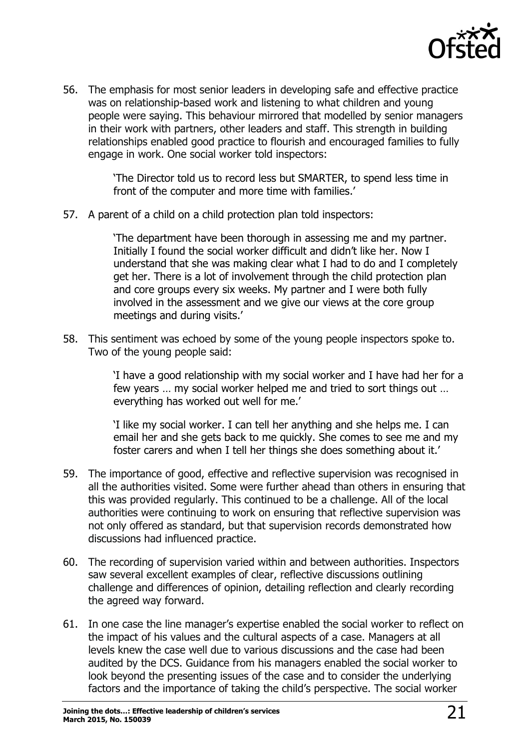56. The emphasis for most senior leaders in developing safe and effective practice was on relationship-based work and listening to what children and young people were saying. This behaviour mirrored that modelled by senior managers in their work with partners, other leaders and staff. This strength in building relationships enabled good practice to flourish and encouraged families to fully engage in work. One social worker told inspectors:

> 'The Director told us to record less but SMARTER, to spend less time in front of the computer and more time with families.'

57. A parent of a child on a child protection plan told inspectors:

> 'The department have been thorough in assessing me and my partner. Initially I found the social worker difficult and didn't like her. Now I understand that she was making clear what I had to do and I completely get her. There is a lot of involvement through the child protection plan and core groups every six weeks. My partner and I were both fully involved in the assessment and we give our views at the core group meetings and during visits.'

58. This sentiment was echoed by some of the young people inspectors spoke to. Two of the young people said:

> 'I have a good relationship with my social worker and I have had her for a few years … my social worker helped me and tried to sort things out … everything has worked out well for me.'

> 'I like my social worker. I can tell her anything and she helps me. I can email her and she gets back to me quickly. She comes to see me and my foster carers and when I tell her things she does something about it.'

59. The importance of good, effective and reflective supervision was recognised in all the authorities visited. Some were further ahead than others in ensuring that this was provided regularly. This continued to be a challenge. All of the local authorities were continuing to work on ensuring that reflective supervision was not only offered as standard, but that supervision records demonstrated how discussions had influenced practice.

60. The recording of supervision varied within and between authorities. Inspectors saw several excellent examples of clear, reflective discussions outlining challenge and differences of opinion, detailing reflection and clearly recording the agreed way forward.

61. In one case the line manager's expertise enabled the social worker to reflect on the impact of his values and the cultural aspects of a case. Managers at all levels knew the case well due to various discussions and the case had been audited by the DCS. Guidance from his managers enabled the social worker to look beyond the presenting issues of the case and to consider the underlying factors and the importance of taking the child's perspective. The social worker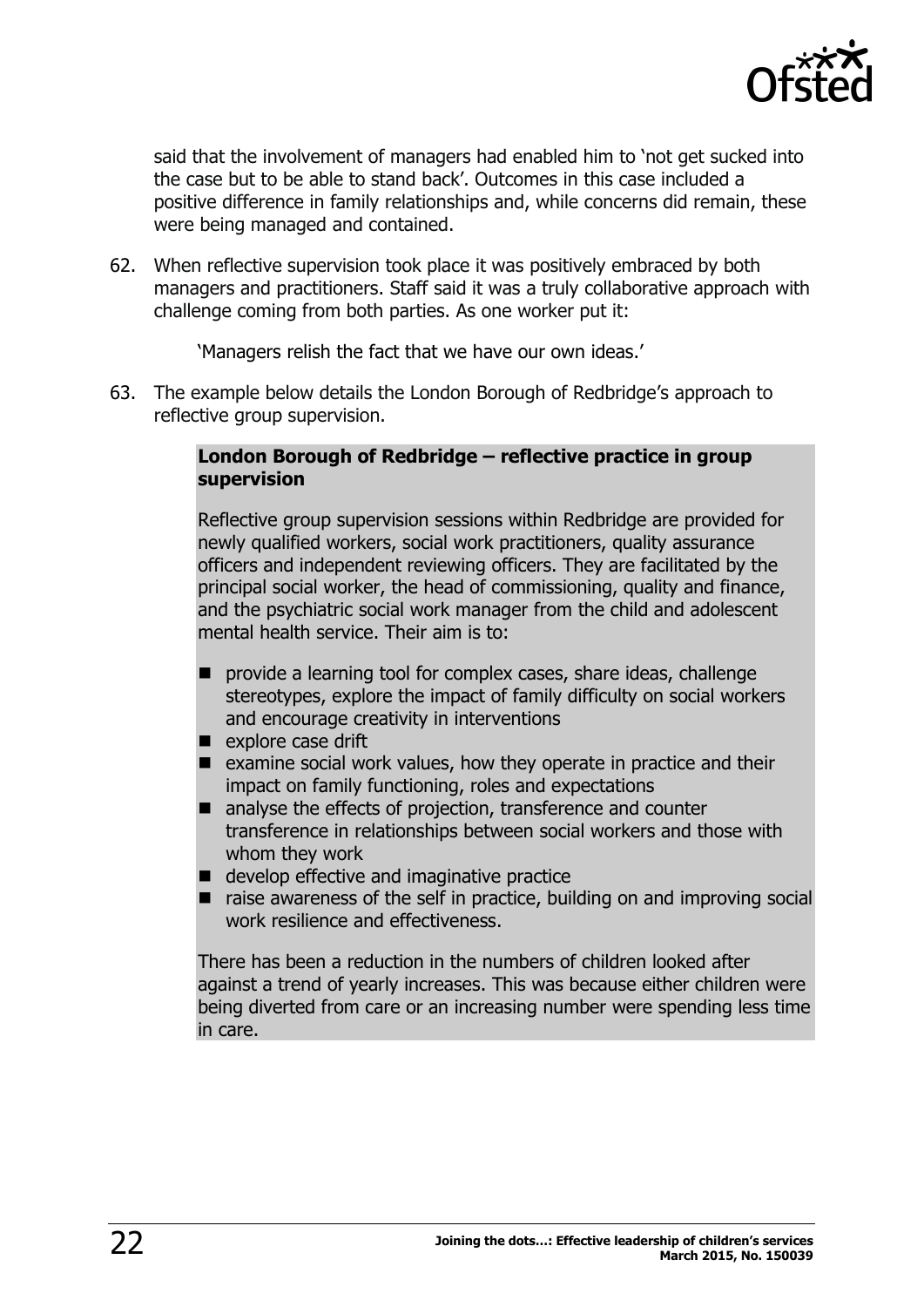said that the involvement of managers had enabled him to 'not get sucked into the case but to be able to stand back'. Outcomes in this case included a positive difference in family relationships and, while concerns did remain, these were being managed and contained.

62. When reflective supervision took place it was positively embraced by both managers and practitioners. Staff said it was a truly collaborative approach with challenge coming from both parties. As one worker put it:

> 'Managers relish the fact that we have our own ideas.'

63. The example below details the London Borough of Redbridge's approach to reflective group supervision.

> **London Borough of Redbridge – reflective practice in group supervision**
>
> Reflective group supervision sessions within Redbridge are provided for newly qualified workers, social work practitioners, quality assurance officers and independent reviewing officers. They are facilitated by the principal social worker, the head of commissioning, quality and finance, and the psychiatric social work manager from the child and adolescent mental health service. Their aim is to:
>
> - provide a learning tool for complex cases, share ideas, challenge stereotypes, explore the impact of family difficulty on social workers and encourage creativity in interventions
> - explore case drift
> - examine social work values, how they operate in practice and their impact on family functioning, roles and expectations
> - analyse the effects of projection, transference and counter transference in relationships between social workers and those with whom they work
> - develop effective and imaginative practice
> - raise awareness of the self in practice, building on and improving social work resilience and effectiveness.
>
> There has been a reduction in the numbers of children looked after against a trend of yearly increases. This was because either children were being diverted from care or an increasing number were spending less time in care.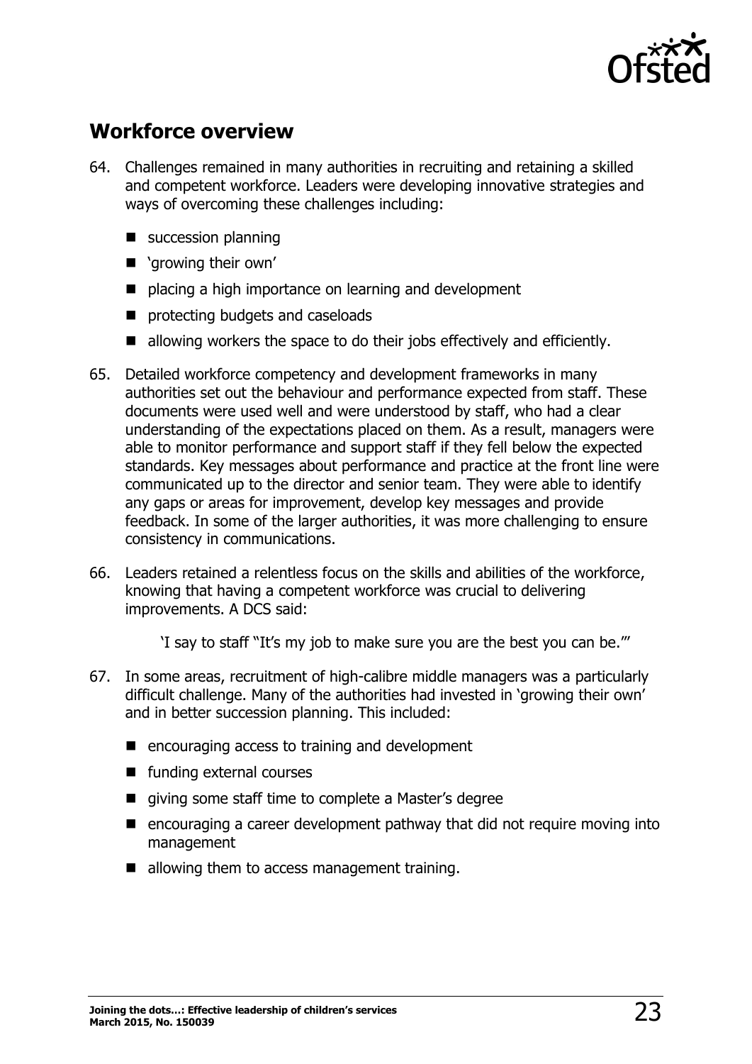## Workforce overview

64. Challenges remained in many authorities in recruiting and retaining a skilled and competent workforce. Leaders were developing innovative strategies and ways of overcoming these challenges including:

    - succession planning
    - 'growing their own'
    - placing a high importance on learning and development
    - protecting budgets and caseloads
    - allowing workers the space to do their jobs effectively and efficiently.

65. Detailed workforce competency and development frameworks in many authorities set out the behaviour and performance expected from staff. These documents were used well and were understood by staff, who had a clear understanding of the expectations placed on them. As a result, managers were able to monitor performance and support staff if they fell below the expected standards. Key messages about performance and practice at the front line were communicated up to the director and senior team. They were able to identify any gaps or areas for improvement, develop key messages and provide feedback. In some of the larger authorities, it was more challenging to ensure consistency in communications.

66. Leaders retained a relentless focus on the skills and abilities of the workforce, knowing that having a competent workforce was crucial to delivering improvements. A DCS said:

    > 'I say to staff "It's my job to make sure you are the best you can be."'

67. In some areas, recruitment of high-calibre middle managers was a particularly difficult challenge. Many of the authorities had invested in 'growing their own' and in better succession planning. This included:

    - encouraging access to training and development
    - funding external courses
    - giving some staff time to complete a Master's degree
    - encouraging a career development pathway that did not require moving into management
    - allowing them to access management training.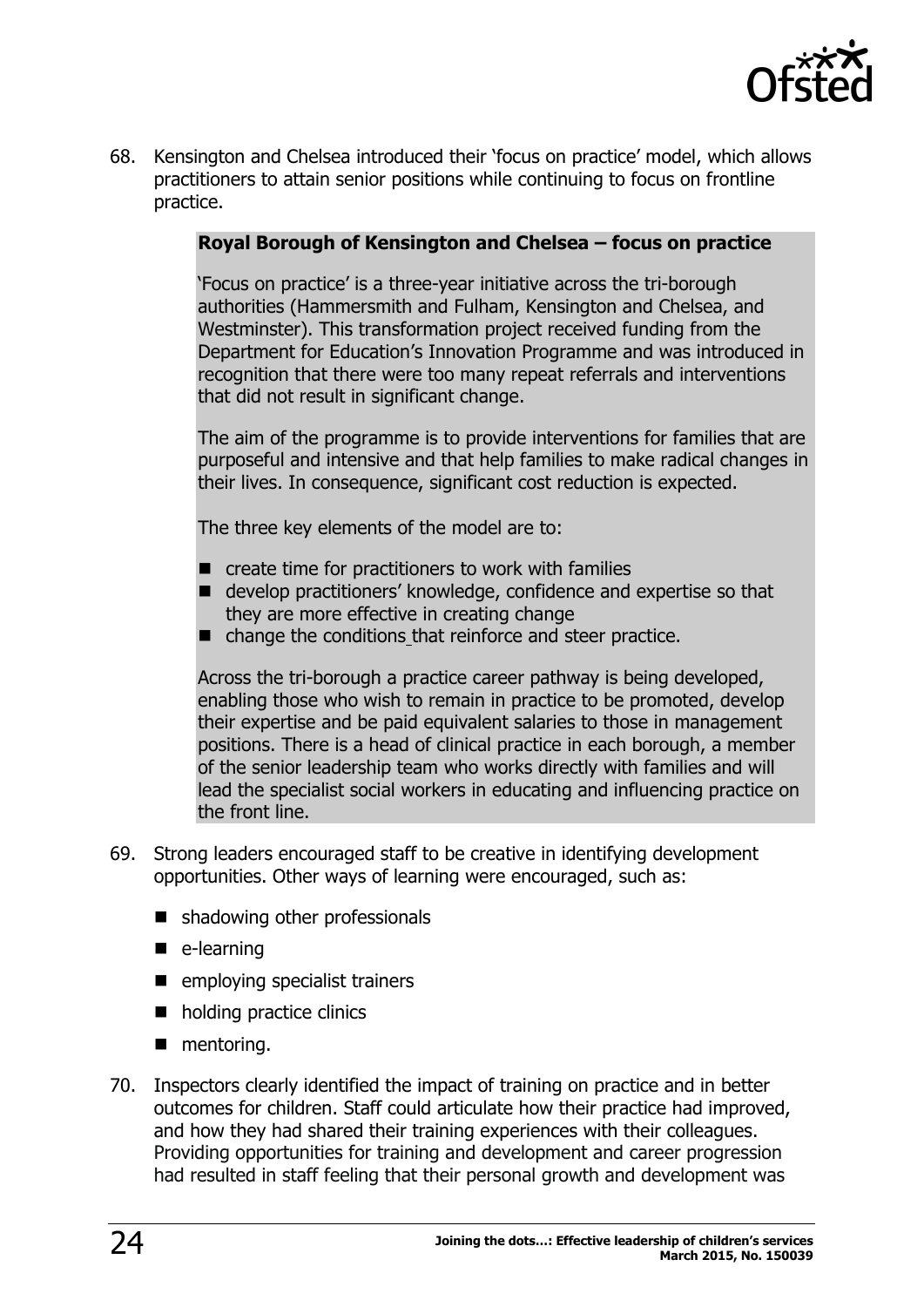68. Kensington and Chelsea introduced their 'focus on practice' model, which allows practitioners to attain senior positions while continuing to focus on frontline practice.

> **Royal Borough of Kensington and Chelsea – focus on practice**
>
> 'Focus on practice' is a three-year initiative across the tri-borough authorities (Hammersmith and Fulham, Kensington and Chelsea, and Westminster). This transformation project received funding from the Department for Education's Innovation Programme and was introduced in recognition that there were too many repeat referrals and interventions that did not result in significant change.
>
> The aim of the programme is to provide interventions for families that are purposeful and intensive and that help families to make radical changes in their lives. In consequence, significant cost reduction is expected.
>
> The three key elements of the model are to:
>
> - create time for practitioners to work with families
> - develop practitioners' knowledge, confidence and expertise so that they are more effective in creating change
> - change the conditions that reinforce and steer practice.
>
> Across the tri-borough a practice career pathway is being developed, enabling those who wish to remain in practice to be promoted, develop their expertise and be paid equivalent salaries to those in management positions. There is a head of clinical practice in each borough, a member of the senior leadership team who works directly with families and will lead the specialist social workers in educating and influencing practice on the front line.

69. Strong leaders encouraged staff to be creative in identifying development opportunities. Other ways of learning were encouraged, such as:

    - shadowing other professionals
    - e-learning
    - employing specialist trainers
    - holding practice clinics
    - mentoring.

70. Inspectors clearly identified the impact of training on practice and in better outcomes for children. Staff could articulate how their practice had improved, and how they had shared their training experiences with their colleagues. Providing opportunities for training and development and career progression had resulted in staff feeling that their personal growth and development was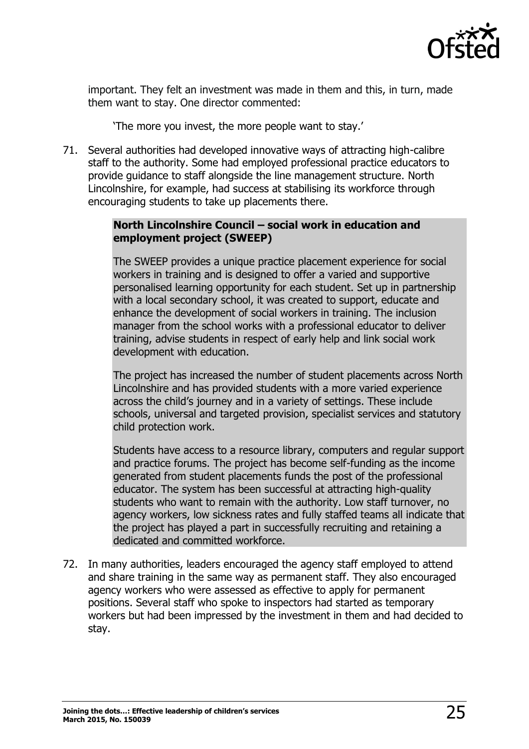important. They felt an investment was made in them and this, in turn, made them want to stay. One director commented:

> 'The more you invest, the more people want to stay.'

71. Several authorities had developed innovative ways of attracting high-calibre staff to the authority. Some had employed professional practice educators to provide guidance to staff alongside the line management structure. North Lincolnshire, for example, had success at stabilising its workforce through encouraging students to take up placements there.

> **North Lincolnshire Council – social work in education and employment project (SWEEP)**
>
> The SWEEP provides a unique practice placement experience for social workers in training and is designed to offer a varied and supportive personalised learning opportunity for each student. Set up in partnership with a local secondary school, it was created to support, educate and enhance the development of social workers in training. The inclusion manager from the school works with a professional educator to deliver training, advise students in respect of early help and link social work development with education.
>
> The project has increased the number of student placements across North Lincolnshire and has provided students with a more varied experience across the child's journey and in a variety of settings. These include schools, universal and targeted provision, specialist services and statutory child protection work.
>
> Students have access to a resource library, computers and regular support and practice forums. The project has become self-funding as the income generated from student placements funds the post of the professional educator. The system has been successful at attracting high-quality students who want to remain with the authority. Low staff turnover, no agency workers, low sickness rates and fully staffed teams all indicate that the project has played a part in successfully recruiting and retaining a dedicated and committed workforce.

72. In many authorities, leaders encouraged the agency staff employed to attend and share training in the same way as permanent staff. They also encouraged agency workers who were assessed as effective to apply for permanent positions. Several staff who spoke to inspectors had started as temporary workers but had been impressed by the investment in them and had decided to stay.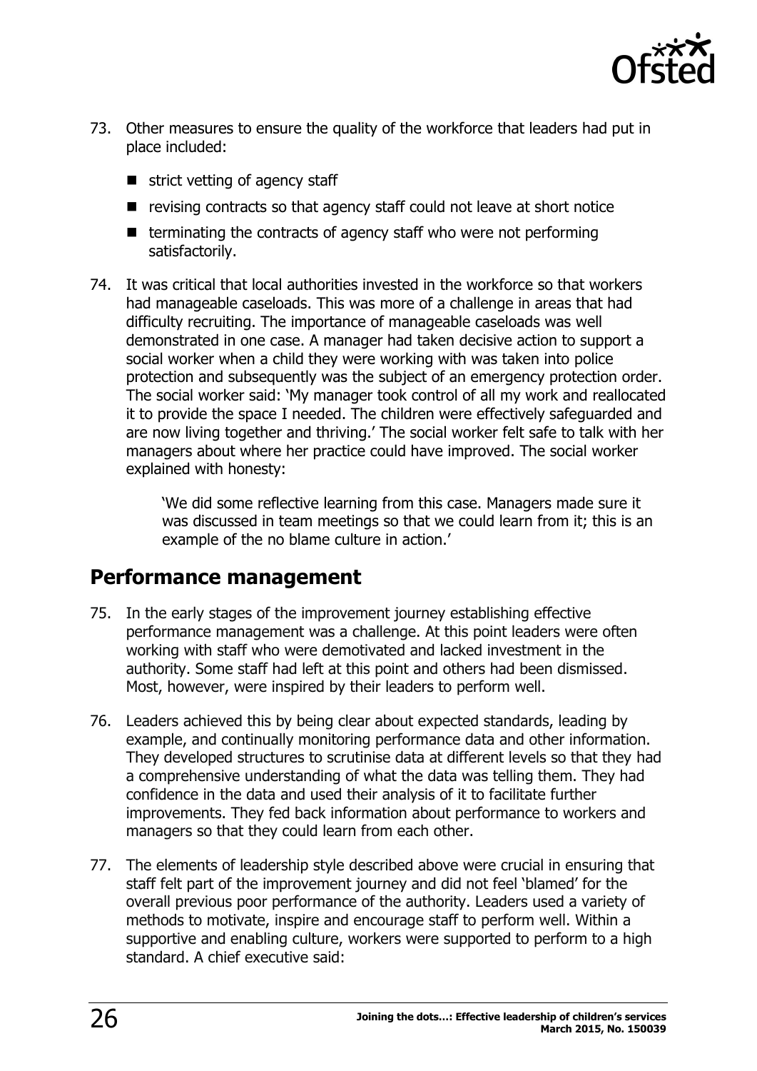73. Other measures to ensure the quality of the workforce that leaders had put in place included:

    - strict vetting of agency staff
    - revising contracts so that agency staff could not leave at short notice
    - terminating the contracts of agency staff who were not performing satisfactorily.

74. It was critical that local authorities invested in the workforce so that workers had manageable caseloads. This was more of a challenge in areas that had difficulty recruiting. The importance of manageable caseloads was well demonstrated in one case. A manager had taken decisive action to support a social worker when a child they were working with was taken into police protection and subsequently was the subject of an emergency protection order. The social worker said: 'My manager took control of all my work and reallocated it to provide the space I needed. The children were effectively safeguarded and are now living together and thriving.' The social worker felt safe to talk with her managers about where her practice could have improved. The social worker explained with honesty:

    > 'We did some reflective learning from this case. Managers made sure it was discussed in team meetings so that we could learn from it; this is an example of the no blame culture in action.'

## Performance management

75. In the early stages of the improvement journey establishing effective performance management was a challenge. At this point leaders were often working with staff who were demotivated and lacked investment in the authority. Some staff had left at this point and others had been dismissed. Most, however, were inspired by their leaders to perform well.

76. Leaders achieved this by being clear about expected standards, leading by example, and continually monitoring performance data and other information. They developed structures to scrutinise data at different levels so that they had a comprehensive understanding of what the data was telling them. They had confidence in the data and used their analysis of it to facilitate further improvements. They fed back information about performance to workers and managers so that they could learn from each other.

77. The elements of leadership style described above were crucial in ensuring that staff felt part of the improvement journey and did not feel 'blamed' for the overall previous poor performance of the authority. Leaders used a variety of methods to motivate, inspire and encourage staff to perform well. Within a supportive and enabling culture, workers were supported to perform to a high standard. A chief executive said: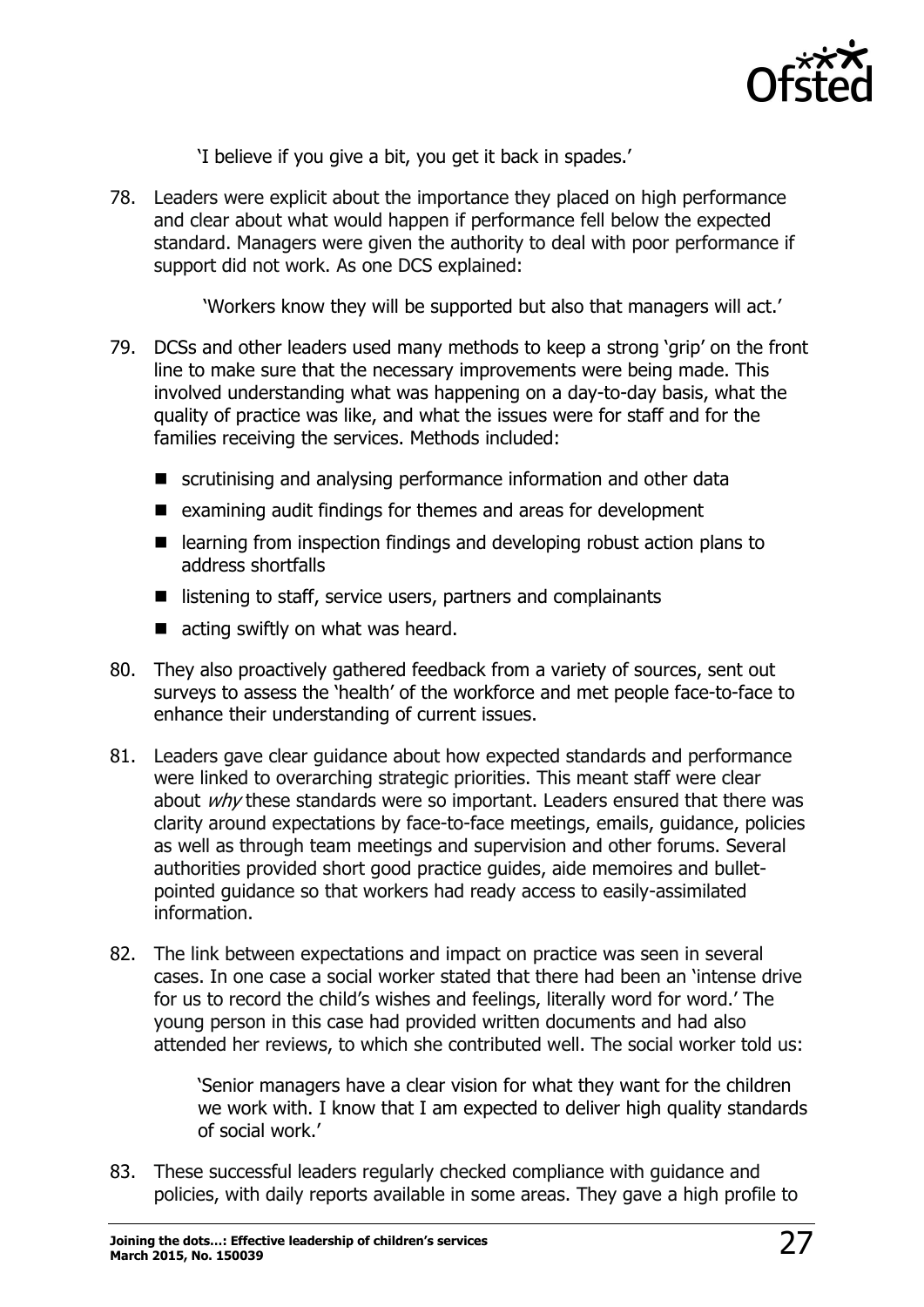'I believe if you give a bit, you get it back in spades.'

78. Leaders were explicit about the importance they placed on high performance and clear about what would happen if performance fell below the expected standard. Managers were given the authority to deal with poor performance if support did not work. As one DCS explained:

    'Workers know they will be supported but also that managers will act.'

79. DCSs and other leaders used many methods to keep a strong 'grip' on the front line to make sure that the necessary improvements were being made. This involved understanding what was happening on a day-to-day basis, what the quality of practice was like, and what the issues were for staff and for the families receiving the services. Methods included:

    - scrutinising and analysing performance information and other data
    - examining audit findings for themes and areas for development
    - learning from inspection findings and developing robust action plans to address shortfalls
    - listening to staff, service users, partners and complainants
    - acting swiftly on what was heard.

80. They also proactively gathered feedback from a variety of sources, sent out surveys to assess the 'health' of the workforce and met people face-to-face to enhance their understanding of current issues.

81. Leaders gave clear guidance about how expected standards and performance were linked to overarching strategic priorities. This meant staff were clear about *why* these standards were so important. Leaders ensured that there was clarity around expectations by face-to-face meetings, emails, guidance, policies as well as through team meetings and supervision and other forums. Several authorities provided short good practice guides, aide memoires and bullet-pointed guidance so that workers had ready access to easily-assimilated information.

82. The link between expectations and impact on practice was seen in several cases. In one case a social worker stated that there had been an 'intense drive for us to record the child's wishes and feelings, literally word for word.' The young person in this case had provided written documents and had also attended her reviews, to which she contributed well. The social worker told us:

    'Senior managers have a clear vision for what they want for the children we work with. I know that I am expected to deliver high quality standards of social work.'

83. These successful leaders regularly checked compliance with guidance and policies, with daily reports available in some areas. They gave a high profile to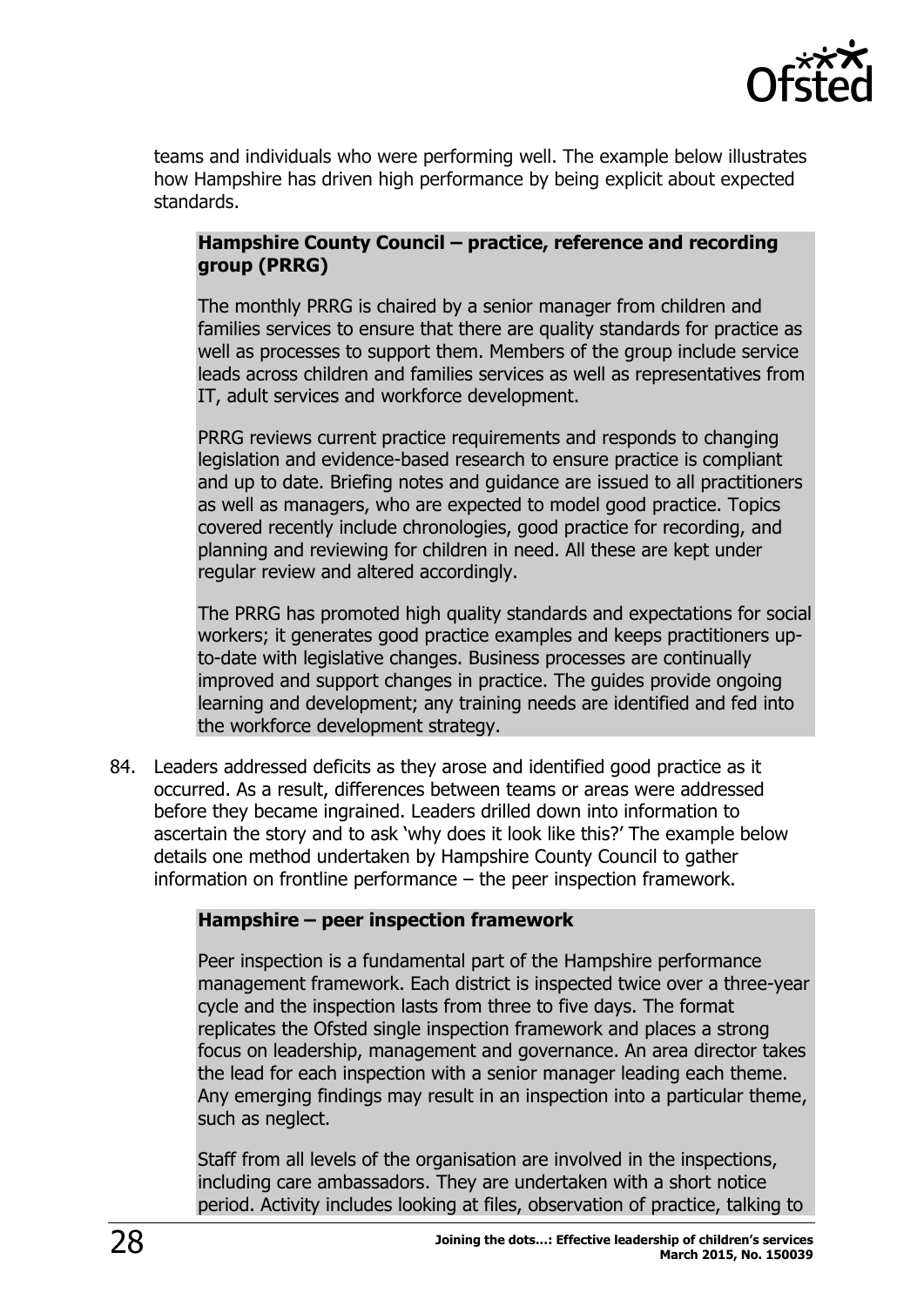teams and individuals who were performing well. The example below illustrates how Hampshire has driven high performance by being explicit about expected standards.

> **Hampshire County Council – practice, reference and recording group (PRRG)**
>
> The monthly PRRG is chaired by a senior manager from children and families services to ensure that there are quality standards for practice as well as processes to support them. Members of the group include service leads across children and families services as well as representatives from IT, adult services and workforce development.
>
> PRRG reviews current practice requirements and responds to changing legislation and evidence-based research to ensure practice is compliant and up to date. Briefing notes and guidance are issued to all practitioners as well as managers, who are expected to model good practice. Topics covered recently include chronologies, good practice for recording, and planning and reviewing for children in need. All these are kept under regular review and altered accordingly.
>
> The PRRG has promoted high quality standards and expectations for social workers; it generates good practice examples and keeps practitioners up-to-date with legislative changes. Business processes are continually improved and support changes in practice. The guides provide ongoing learning and development; any training needs are identified and fed into the workforce development strategy.

84. Leaders addressed deficits as they arose and identified good practice as it occurred. As a result, differences between teams or areas were addressed before they became ingrained. Leaders drilled down into information to ascertain the story and to ask 'why does it look like this?' The example below details one method undertaken by Hampshire County Council to gather information on frontline performance – the peer inspection framework.

> **Hampshire – peer inspection framework**
>
> Peer inspection is a fundamental part of the Hampshire performance management framework. Each district is inspected twice over a three-year cycle and the inspection lasts from three to five days. The format replicates the Ofsted single inspection framework and places a strong focus on leadership, management and governance. An area director takes the lead for each inspection with a senior manager leading each theme. Any emerging findings may result in an inspection into a particular theme, such as neglect.
>
> Staff from all levels of the organisation are involved in the inspections, including care ambassadors. They are undertaken with a short notice period. Activity includes looking at files, observation of practice, talking to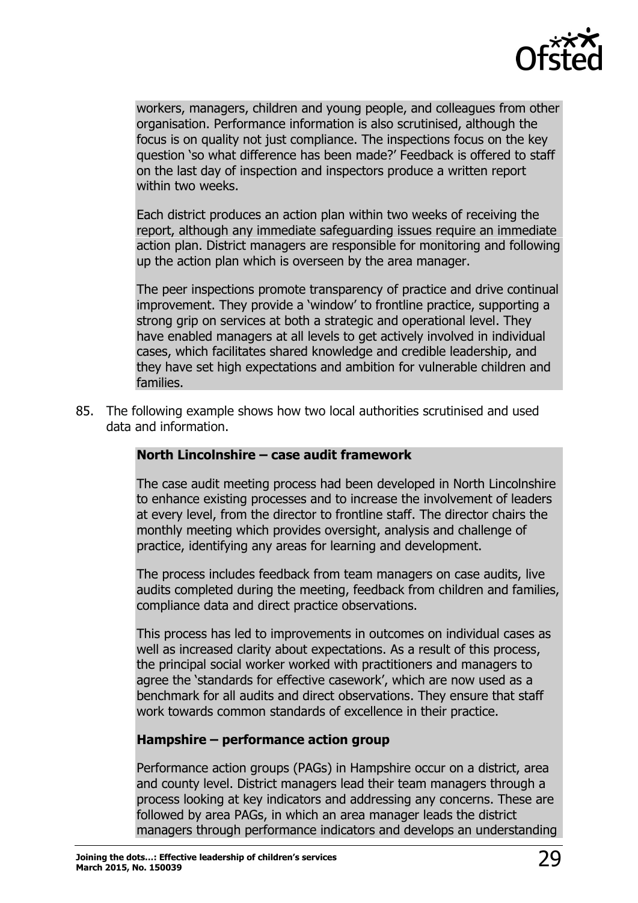workers, managers, children and young people, and colleagues from other organisation. Performance information is also scrutinised, although the focus is on quality not just compliance. The inspections focus on the key question 'so what difference has been made?' Feedback is offered to staff on the last day of inspection and inspectors produce a written report within two weeks.

Each district produces an action plan within two weeks of receiving the report, although any immediate safeguarding issues require an immediate action plan. District managers are responsible for monitoring and following up the action plan which is overseen by the area manager.

The peer inspections promote transparency of practice and drive continual improvement. They provide a 'window' to frontline practice, supporting a strong grip on services at both a strategic and operational level. They have enabled managers at all levels to get actively involved in individual cases, which facilitates shared knowledge and credible leadership, and they have set high expectations and ambition for vulnerable children and families.

85. The following example shows how two local authorities scrutinised and used data and information.

**North Lincolnshire – case audit framework**

The case audit meeting process had been developed in North Lincolnshire to enhance existing processes and to increase the involvement of leaders at every level, from the director to frontline staff. The director chairs the monthly meeting which provides oversight, analysis and challenge of practice, identifying any areas for learning and development.

The process includes feedback from team managers on case audits, live audits completed during the meeting, feedback from children and families, compliance data and direct practice observations.

This process has led to improvements in outcomes on individual cases as well as increased clarity about expectations. As a result of this process, the principal social worker worked with practitioners and managers to agree the 'standards for effective casework', which are now used as a benchmark for all audits and direct observations. They ensure that staff work towards common standards of excellence in their practice.

**Hampshire – performance action group**

Performance action groups (PAGs) in Hampshire occur on a district, area and county level. District managers lead their team managers through a process looking at key indicators and addressing any concerns. These are followed by area PAGs, in which an area manager leads the district managers through performance indicators and develops an understanding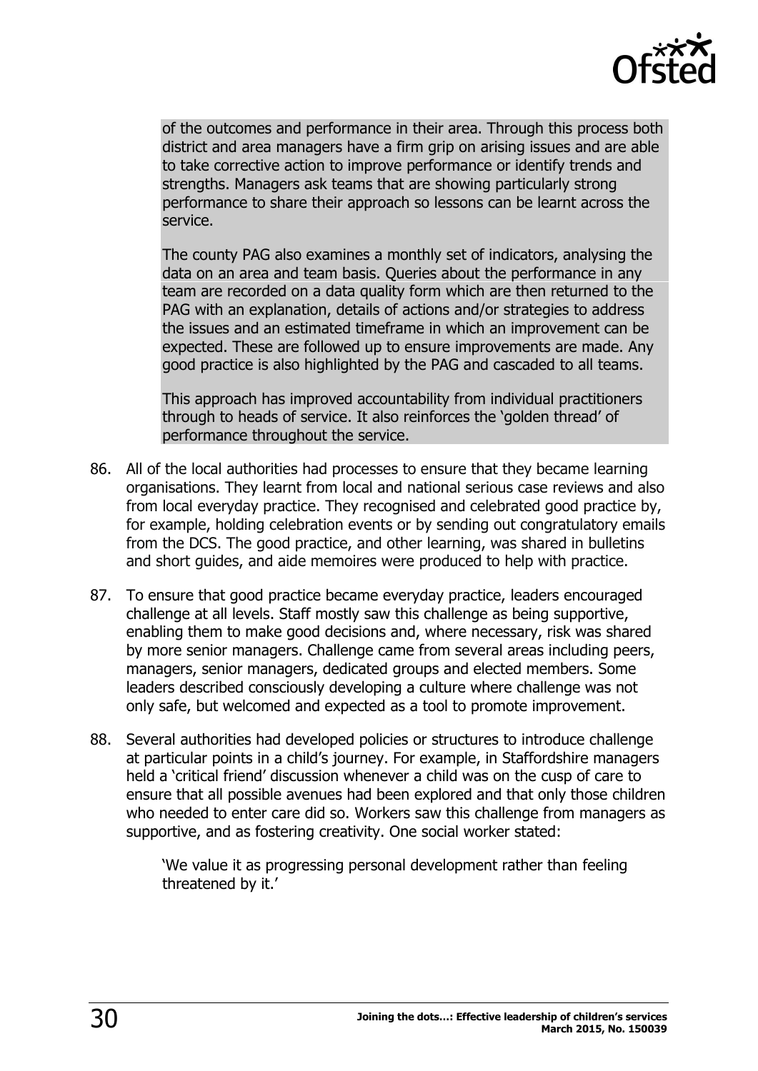of the outcomes and performance in their area. Through this process both district and area managers have a firm grip on arising issues and are able to take corrective action to improve performance or identify trends and strengths. Managers ask teams that are showing particularly strong performance to share their approach so lessons can be learnt across the service.

The county PAG also examines a monthly set of indicators, analysing the data on an area and team basis. Queries about the performance in any team are recorded on a data quality form which are then returned to the PAG with an explanation, details of actions and/or strategies to address the issues and an estimated timeframe in which an improvement can be expected. These are followed up to ensure improvements are made. Any good practice is also highlighted by the PAG and cascaded to all teams.

This approach has improved accountability from individual practitioners through to heads of service. It also reinforces the 'golden thread' of performance throughout the service.

86. All of the local authorities had processes to ensure that they became learning organisations. They learnt from local and national serious case reviews and also from local everyday practice. They recognised and celebrated good practice by, for example, holding celebration events or by sending out congratulatory emails from the DCS. The good practice, and other learning, was shared in bulletins and short guides, and aide memoires were produced to help with practice.

87. To ensure that good practice became everyday practice, leaders encouraged challenge at all levels. Staff mostly saw this challenge as being supportive, enabling them to make good decisions and, where necessary, risk was shared by more senior managers. Challenge came from several areas including peers, managers, senior managers, dedicated groups and elected members. Some leaders described consciously developing a culture where challenge was not only safe, but welcomed and expected as a tool to promote improvement.

88. Several authorities had developed policies or structures to introduce challenge at particular points in a child's journey. For example, in Staffordshire managers held a 'critical friend' discussion whenever a child was on the cusp of care to ensure that all possible avenues had been explored and that only those children who needed to enter care did so. Workers saw this challenge from managers as supportive, and as fostering creativity. One social worker stated:

> 'We value it as progressing personal development rather than feeling threatened by it.'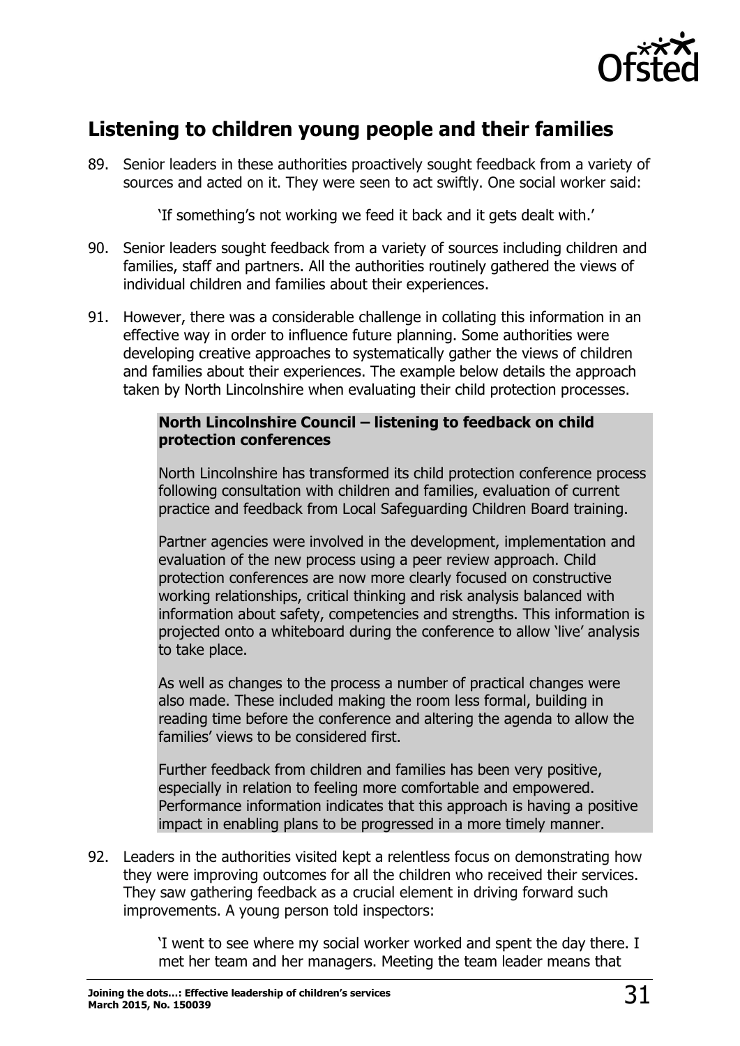## Listening to children young people and their families

89. Senior leaders in these authorities proactively sought feedback from a variety of sources and acted on it. They were seen to act swiftly. One social worker said:

    'If something's not working we feed it back and it gets dealt with.'

90. Senior leaders sought feedback from a variety of sources including children and families, staff and partners. All the authorities routinely gathered the views of individual children and families about their experiences.

91. However, there was a considerable challenge in collating this information in an effective way in order to influence future planning. Some authorities were developing creative approaches to systematically gather the views of children and families about their experiences. The example below details the approach taken by North Lincolnshire when evaluating their child protection processes.

> **North Lincolnshire Council – listening to feedback on child protection conferences**
>
> North Lincolnshire has transformed its child protection conference process following consultation with children and families, evaluation of current practice and feedback from Local Safeguarding Children Board training.
>
> Partner agencies were involved in the development, implementation and evaluation of the new process using a peer review approach. Child protection conferences are now more clearly focused on constructive working relationships, critical thinking and risk analysis balanced with information about safety, competencies and strengths. This information is projected onto a whiteboard during the conference to allow 'live' analysis to take place.
>
> As well as changes to the process a number of practical changes were also made. These included making the room less formal, building in reading time before the conference and altering the agenda to allow the families' views to be considered first.
>
> Further feedback from children and families has been very positive, especially in relation to feeling more comfortable and empowered. Performance information indicates that this approach is having a positive impact in enabling plans to be progressed in a more timely manner.

92. Leaders in the authorities visited kept a relentless focus on demonstrating how they were improving outcomes for all the children who received their services. They saw gathering feedback as a crucial element in driving forward such improvements. A young person told inspectors:

    'I went to see where my social worker worked and spent the day there. I met her team and her managers. Meeting the team leader means that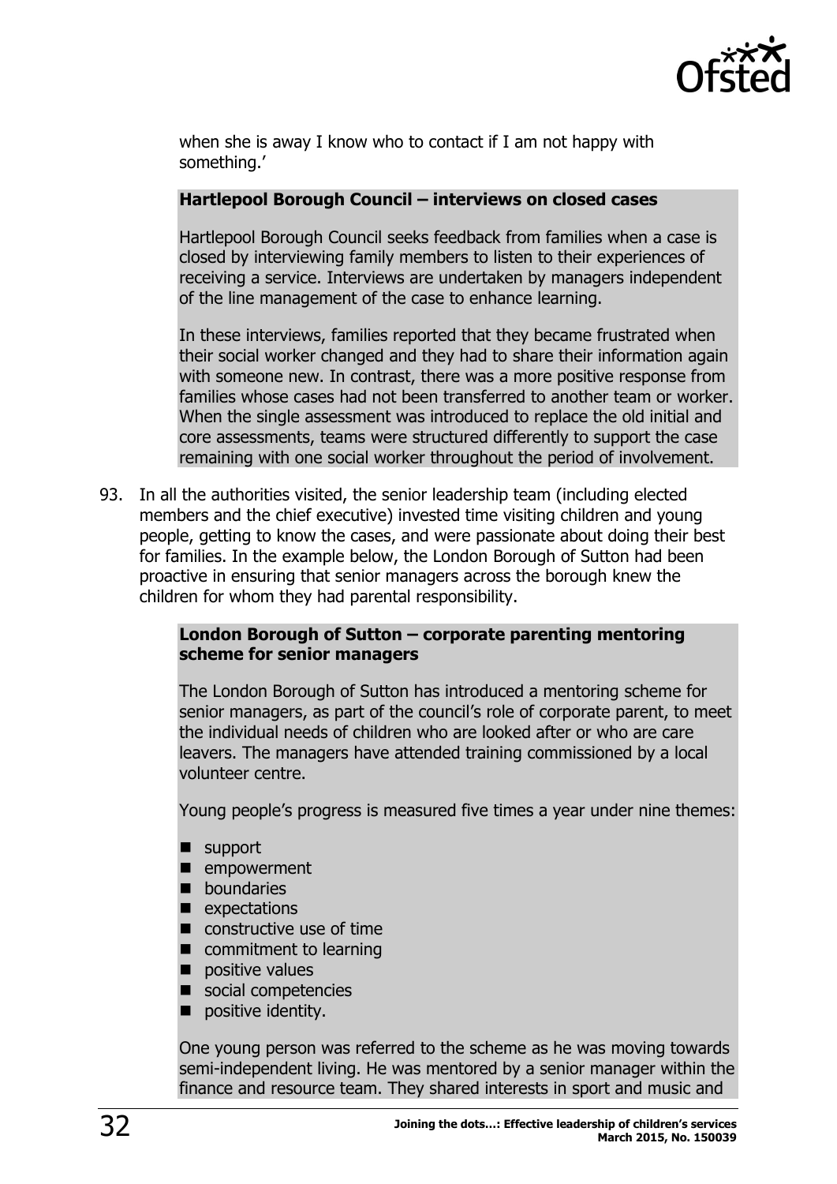when she is away I know who to contact if I am not happy with something.'

**Hartlepool Borough Council – interviews on closed cases**

Hartlepool Borough Council seeks feedback from families when a case is closed by interviewing family members to listen to their experiences of receiving a service. Interviews are undertaken by managers independent of the line management of the case to enhance learning.

In these interviews, families reported that they became frustrated when their social worker changed and they had to share their information again with someone new. In contrast, there was a more positive response from families whose cases had not been transferred to another team or worker. When the single assessment was introduced to replace the old initial and core assessments, teams were structured differently to support the case remaining with one social worker throughout the period of involvement.

93. In all the authorities visited, the senior leadership team (including elected members and the chief executive) invested time visiting children and young people, getting to know the cases, and were passionate about doing their best for families. In the example below, the London Borough of Sutton had been proactive in ensuring that senior managers across the borough knew the children for whom they had parental responsibility.

**London Borough of Sutton – corporate parenting mentoring scheme for senior managers**

The London Borough of Sutton has introduced a mentoring scheme for senior managers, as part of the council's role of corporate parent, to meet the individual needs of children who are looked after or who are care leavers. The managers have attended training commissioned by a local volunteer centre.

Young people's progress is measured five times a year under nine themes:

- support
- empowerment
- boundaries
- expectations
- constructive use of time
- commitment to learning
- positive values
- social competencies
- positive identity.

One young person was referred to the scheme as he was moving towards semi-independent living. He was mentored by a senior manager within the finance and resource team. They shared interests in sport and music and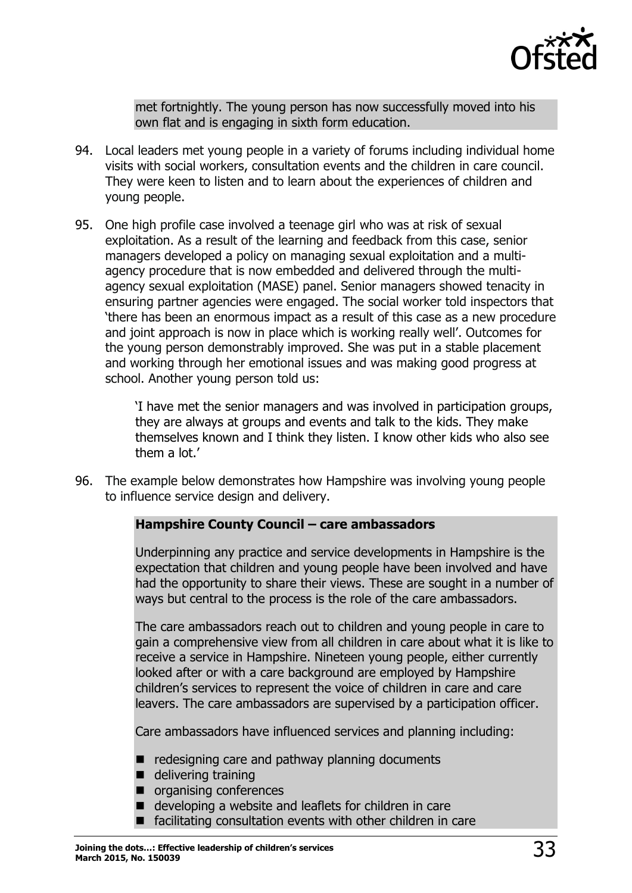met fortnightly. The young person has now successfully moved into his own flat and is engaging in sixth form education.

94. Local leaders met young people in a variety of forums including individual home visits with social workers, consultation events and the children in care council. They were keen to listen and to learn about the experiences of children and young people.

95. One high profile case involved a teenage girl who was at risk of sexual exploitation. As a result of the learning and feedback from this case, senior managers developed a policy on managing sexual exploitation and a multi-agency procedure that is now embedded and delivered through the multi-agency sexual exploitation (MASE) panel. Senior managers showed tenacity in ensuring partner agencies were engaged. The social worker told inspectors that 'there has been an enormous impact as a result of this case as a new procedure and joint approach is now in place which is working really well'. Outcomes for the young person demonstrably improved. She was put in a stable placement and working through her emotional issues and was making good progress at school. Another young person told us:

> 'I have met the senior managers and was involved in participation groups, they are always at groups and events and talk to the kids. They make themselves known and I think they listen. I know other kids who also see them a lot.'

96. The example below demonstrates how Hampshire was involving young people to influence service design and delivery.

**Hampshire County Council – care ambassadors**

Underpinning any practice and service developments in Hampshire is the expectation that children and young people have been involved and have had the opportunity to share their views. These are sought in a number of ways but central to the process is the role of the care ambassadors.

The care ambassadors reach out to children and young people in care to gain a comprehensive view from all children in care about what it is like to receive a service in Hampshire. Nineteen young people, either currently looked after or with a care background are employed by Hampshire children's services to represent the voice of children in care and care leavers. The care ambassadors are supervised by a participation officer.

Care ambassadors have influenced services and planning including:

- redesigning care and pathway planning documents
- delivering training
- organising conferences
- developing a website and leaflets for children in care
- facilitating consultation events with other children in care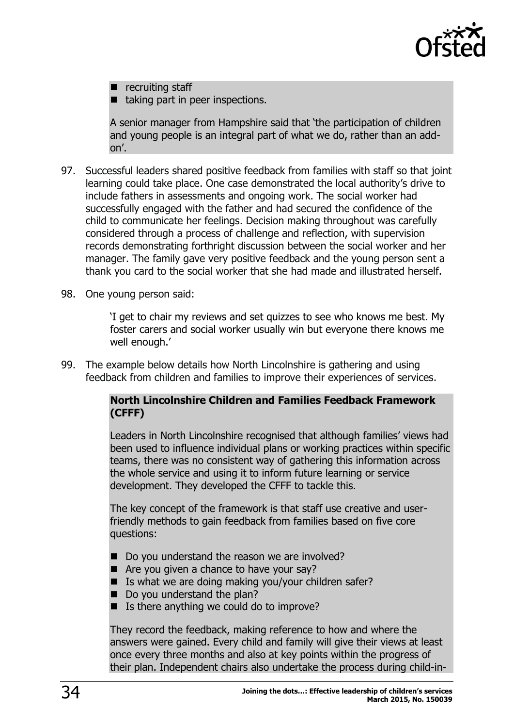- recruiting staff
- taking part in peer inspections.

A senior manager from Hampshire said that 'the participation of children and young people is an integral part of what we do, rather than an add-on'.

97. Successful leaders shared positive feedback from families with staff so that joint learning could take place. One case demonstrated the local authority's drive to include fathers in assessments and ongoing work. The social worker had successfully engaged with the father and had secured the confidence of the child to communicate her feelings. Decision making throughout was carefully considered through a process of challenge and reflection, with supervision records demonstrating forthright discussion between the social worker and her manager. The family gave very positive feedback and the young person sent a thank you card to the social worker that she had made and illustrated herself.

98. One young person said:

> 'I get to chair my reviews and set quizzes to see who knows me best. My foster carers and social worker usually win but everyone there knows me well enough.'

99. The example below details how North Lincolnshire is gathering and using feedback from children and families to improve their experiences of services.

**North Lincolnshire Children and Families Feedback Framework (CFFF)**

Leaders in North Lincolnshire recognised that although families' views had been used to influence individual plans or working practices within specific teams, there was no consistent way of gathering this information across the whole service and using it to inform future learning or service development. They developed the CFFF to tackle this.

The key concept of the framework is that staff use creative and user-friendly methods to gain feedback from families based on five core questions:

- Do you understand the reason we are involved?
- Are you given a chance to have your say?
- Is what we are doing making you/your children safer?
- Do you understand the plan?
- Is there anything we could do to improve?

They record the feedback, making reference to how and where the answers were gained. Every child and family will give their views at least once every three months and also at key points within the progress of their plan. Independent chairs also undertake the process during child-in-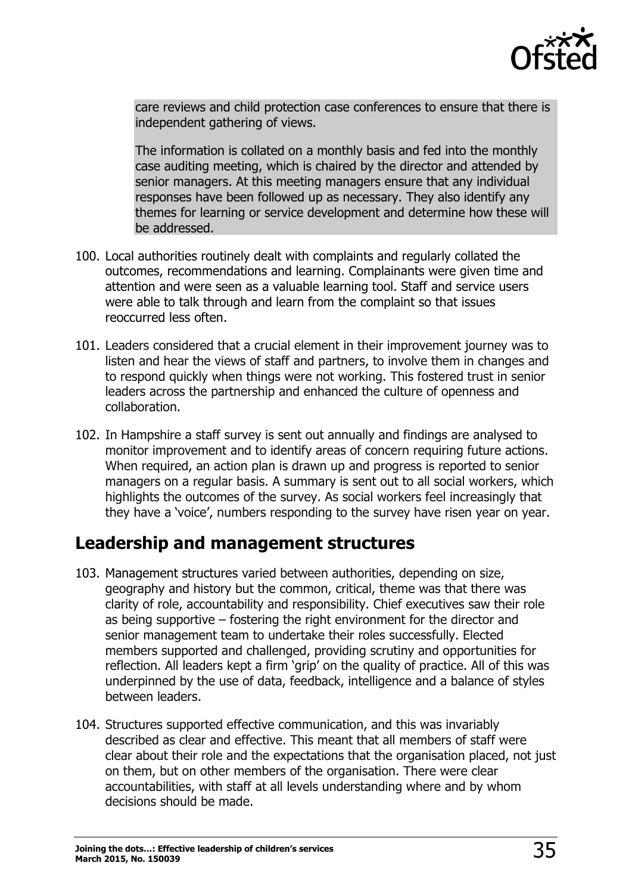care reviews and child protection case conferences to ensure that there is independent gathering of views.

The information is collated on a monthly basis and fed into the monthly case auditing meeting, which is chaired by the director and attended by senior managers. At this meeting managers ensure that any individual responses have been followed up as necessary. They also identify any themes for learning or service development and determine how these will be addressed.

100. Local authorities routinely dealt with complaints and regularly collated the outcomes, recommendations and learning. Complainants were given time and attention and were seen as a valuable learning tool. Staff and service users were able to talk through and learn from the complaint so that issues reoccurred less often.

101. Leaders considered that a crucial element in their improvement journey was to listen and hear the views of staff and partners, to involve them in changes and to respond quickly when things were not working. This fostered trust in senior leaders across the partnership and enhanced the culture of openness and collaboration.

102. In Hampshire a staff survey is sent out annually and findings are analysed to monitor improvement and to identify areas of concern requiring future actions. When required, an action plan is drawn up and progress is reported to senior managers on a regular basis. A summary is sent out to all social workers, which highlights the outcomes of the survey. As social workers feel increasingly that they have a 'voice', numbers responding to the survey have risen year on year.

## Leadership and management structures

103. Management structures varied between authorities, depending on size, geography and history but the common, critical, theme was that there was clarity of role, accountability and responsibility. Chief executives saw their role as being supportive – fostering the right environment for the director and senior management team to undertake their roles successfully. Elected members supported and challenged, providing scrutiny and opportunities for reflection. All leaders kept a firm 'grip' on the quality of practice. All of this was underpinned by the use of data, feedback, intelligence and a balance of styles between leaders.

104. Structures supported effective communication, and this was invariably described as clear and effective. This meant that all members of staff were clear about their role and the expectations that the organisation placed, not just on them, but on other members of the organisation. There were clear accountabilities, with staff at all levels understanding where and by whom decisions should be made.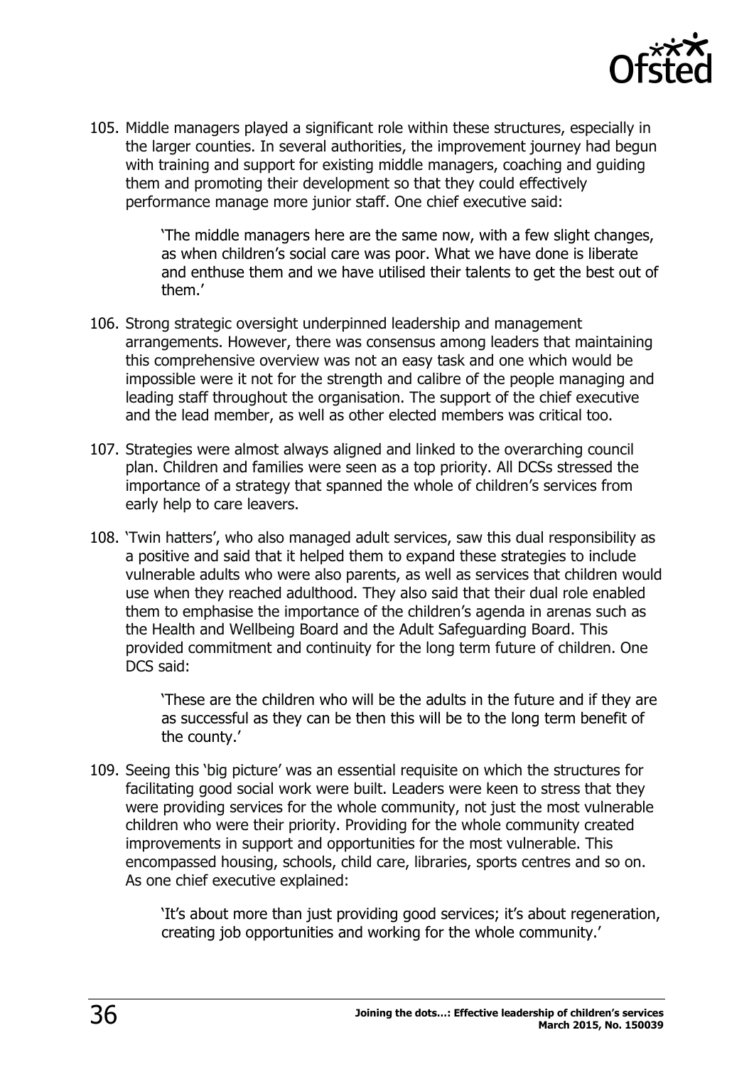105. Middle managers played a significant role within these structures, especially in the larger counties. In several authorities, the improvement journey had begun with training and support for existing middle managers, coaching and guiding them and promoting their development so that they could effectively performance manage more junior staff. One chief executive said:

> 'The middle managers here are the same now, with a few slight changes, as when children's social care was poor. What we have done is liberate and enthuse them and we have utilised their talents to get the best out of them.'

106. Strong strategic oversight underpinned leadership and management arrangements. However, there was consensus among leaders that maintaining this comprehensive overview was not an easy task and one which would be impossible were it not for the strength and calibre of the people managing and leading staff throughout the organisation. The support of the chief executive and the lead member, as well as other elected members was critical too.

107. Strategies were almost always aligned and linked to the overarching council plan. Children and families were seen as a top priority. All DCSs stressed the importance of a strategy that spanned the whole of children's services from early help to care leavers.

108. 'Twin hatters', who also managed adult services, saw this dual responsibility as a positive and said that it helped them to expand these strategies to include vulnerable adults who were also parents, as well as services that children would use when they reached adulthood. They also said that their dual role enabled them to emphasise the importance of the children's agenda in arenas such as the Health and Wellbeing Board and the Adult Safeguarding Board. This provided commitment and continuity for the long term future of children. One DCS said:

> 'These are the children who will be the adults in the future and if they are as successful as they can be then this will be to the long term benefit of the county.'

109. Seeing this 'big picture' was an essential requisite on which the structures for facilitating good social work were built. Leaders were keen to stress that they were providing services for the whole community, not just the most vulnerable children who were their priority. Providing for the whole community created improvements in support and opportunities for the most vulnerable. This encompassed housing, schools, child care, libraries, sports centres and so on. As one chief executive explained:

> 'It's about more than just providing good services; it's about regeneration, creating job opportunities and working for the whole community.'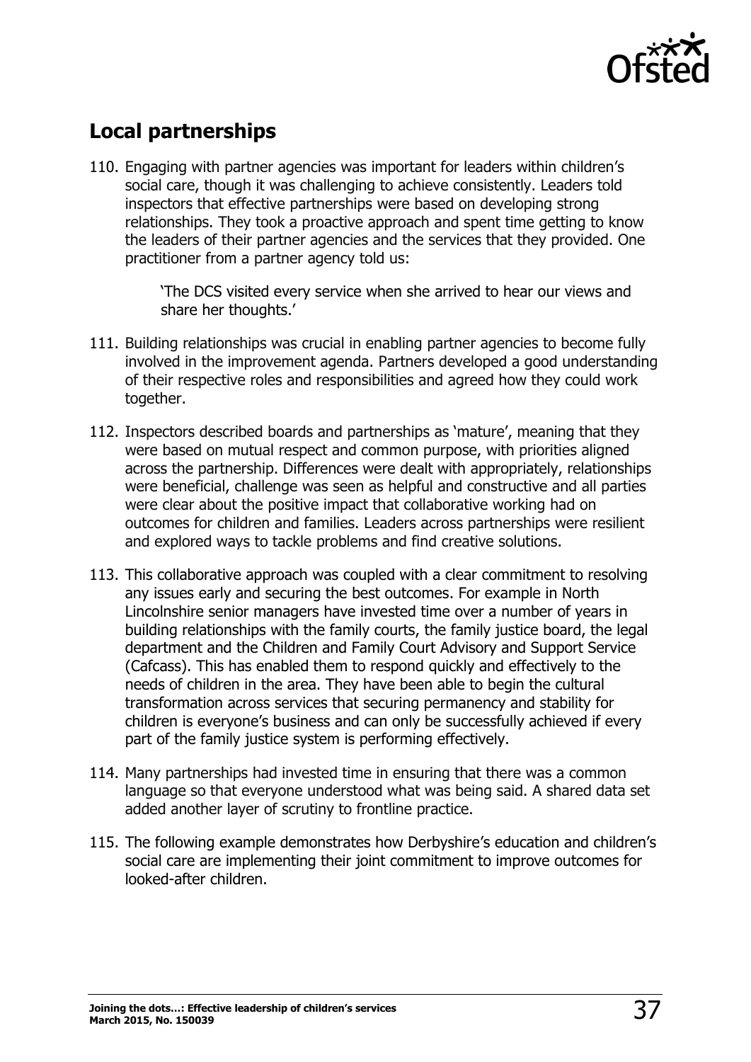## Local partnerships

110. Engaging with partner agencies was important for leaders within children's social care, though it was challenging to achieve consistently. Leaders told inspectors that effective partnerships were based on developing strong relationships. They took a proactive approach and spent time getting to know the leaders of their partner agencies and the services that they provided. One practitioner from a partner agency told us:

> 'The DCS visited every service when she arrived to hear our views and share her thoughts.'

111. Building relationships was crucial in enabling partner agencies to become fully involved in the improvement agenda. Partners developed a good understanding of their respective roles and responsibilities and agreed how they could work together.

112. Inspectors described boards and partnerships as 'mature', meaning that they were based on mutual respect and common purpose, with priorities aligned across the partnership. Differences were dealt with appropriately, relationships were beneficial, challenge was seen as helpful and constructive and all parties were clear about the positive impact that collaborative working had on outcomes for children and families. Leaders across partnerships were resilient and explored ways to tackle problems and find creative solutions.

113. This collaborative approach was coupled with a clear commitment to resolving any issues early and securing the best outcomes. For example in North Lincolnshire senior managers have invested time over a number of years in building relationships with the family courts, the family justice board, the legal department and the Children and Family Court Advisory and Support Service (Cafcass). This has enabled them to respond quickly and effectively to the needs of children in the area. They have been able to begin the cultural transformation across services that securing permanency and stability for children is everyone's business and can only be successfully achieved if every part of the family justice system is performing effectively.

114. Many partnerships had invested time in ensuring that there was a common language so that everyone understood what was being said. A shared data set added another layer of scrutiny to frontline practice.

115. The following example demonstrates how Derbyshire's education and children's social care are implementing their joint commitment to improve outcomes for looked-after children.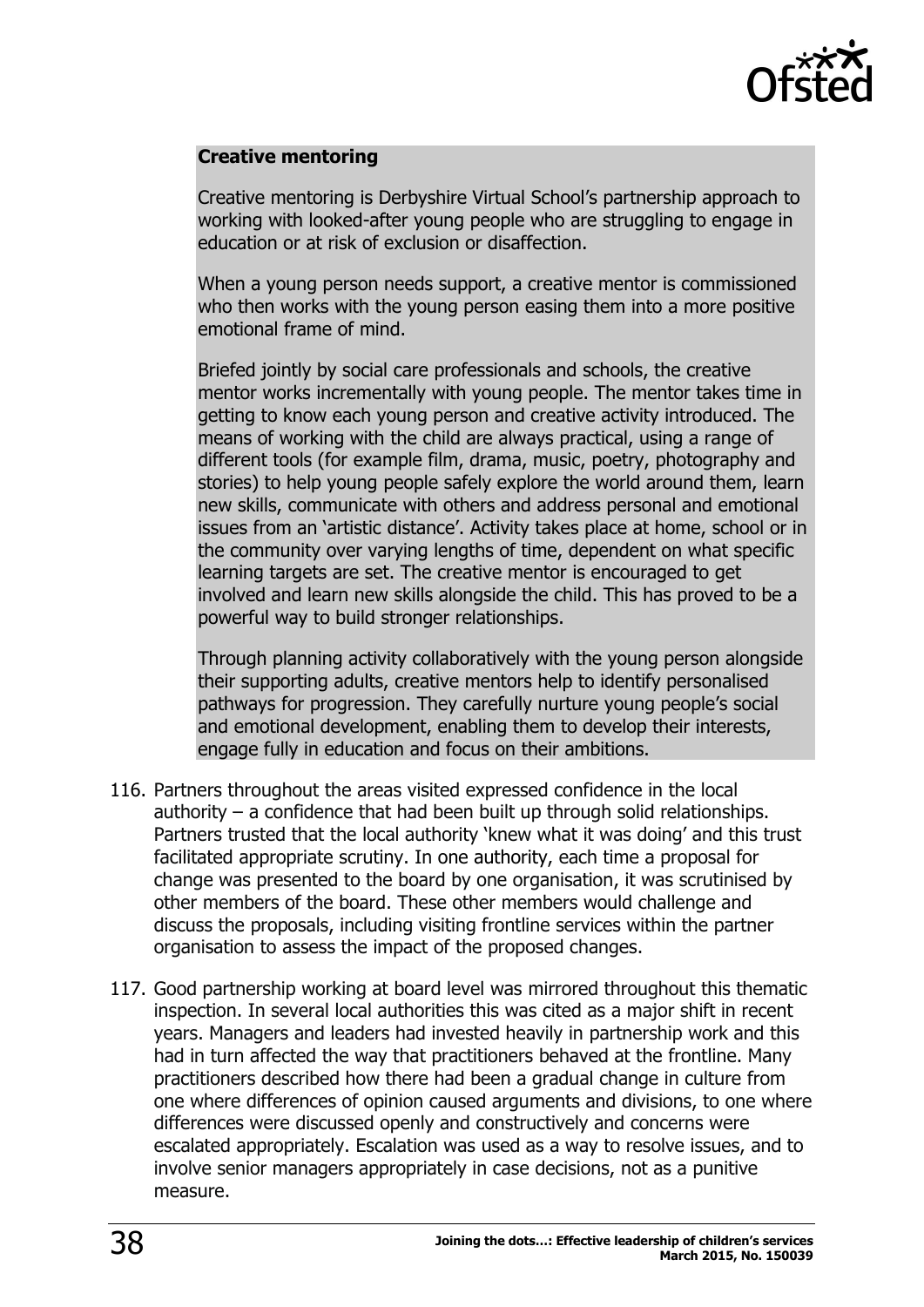**Creative mentoring**

Creative mentoring is Derbyshire Virtual School's partnership approach to working with looked-after young people who are struggling to engage in education or at risk of exclusion or disaffection.

When a young person needs support, a creative mentor is commissioned who then works with the young person easing them into a more positive emotional frame of mind.

Briefed jointly by social care professionals and schools, the creative mentor works incrementally with young people. The mentor takes time in getting to know each young person and creative activity introduced. The means of working with the child are always practical, using a range of different tools (for example film, drama, music, poetry, photography and stories) to help young people safely explore the world around them, learn new skills, communicate with others and address personal and emotional issues from an 'artistic distance'. Activity takes place at home, school or in the community over varying lengths of time, dependent on what specific learning targets are set. The creative mentor is encouraged to get involved and learn new skills alongside the child. This has proved to be a powerful way to build stronger relationships.

Through planning activity collaboratively with the young person alongside their supporting adults, creative mentors help to identify personalised pathways for progression. They carefully nurture young people's social and emotional development, enabling them to develop their interests, engage fully in education and focus on their ambitions.

116. Partners throughout the areas visited expressed confidence in the local authority – a confidence that had been built up through solid relationships. Partners trusted that the local authority 'knew what it was doing' and this trust facilitated appropriate scrutiny. In one authority, each time a proposal for change was presented to the board by one organisation, it was scrutinised by other members of the board. These other members would challenge and discuss the proposals, including visiting frontline services within the partner organisation to assess the impact of the proposed changes.

117. Good partnership working at board level was mirrored throughout this thematic inspection. In several local authorities this was cited as a major shift in recent years. Managers and leaders had invested heavily in partnership work and this had in turn affected the way that practitioners behaved at the frontline. Many practitioners described how there had been a gradual change in culture from one where differences of opinion caused arguments and divisions, to one where differences were discussed openly and constructively and concerns were escalated appropriately. Escalation was used as a way to resolve issues, and to involve senior managers appropriately in case decisions, not as a punitive measure.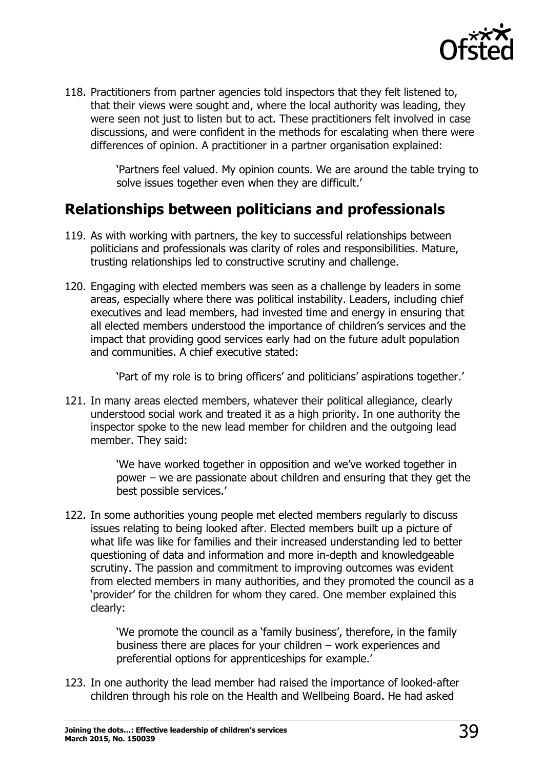118. Practitioners from partner agencies told inspectors that they felt listened to, that their views were sought and, where the local authority was leading, they were seen not just to listen but to act. These practitioners felt involved in case discussions, and were confident in the methods for escalating when there were differences of opinion. A practitioner in a partner organisation explained:

> 'Partners feel valued. My opinion counts. We are around the table trying to solve issues together even when they are difficult.'

## Relationships between politicians and professionals

119. As with working with partners, the key to successful relationships between politicians and professionals was clarity of roles and responsibilities. Mature, trusting relationships led to constructive scrutiny and challenge.

120. Engaging with elected members was seen as a challenge by leaders in some areas, especially where there was political instability. Leaders, including chief executives and lead members, had invested time and energy in ensuring that all elected members understood the importance of children's services and the impact that providing good services early had on the future adult population and communities. A chief executive stated:

> 'Part of my role is to bring officers' and politicians' aspirations together.'

121. In many areas elected members, whatever their political allegiance, clearly understood social work and treated it as a high priority. In one authority the inspector spoke to the new lead member for children and the outgoing lead member. They said:

> 'We have worked together in opposition and we've worked together in power – we are passionate about children and ensuring that they get the best possible services.'

122. In some authorities young people met elected members regularly to discuss issues relating to being looked after. Elected members built up a picture of what life was like for families and their increased understanding led to better questioning of data and information and more in-depth and knowledgeable scrutiny. The passion and commitment to improving outcomes was evident from elected members in many authorities, and they promoted the council as a 'provider' for the children for whom they cared. One member explained this clearly:

> 'We promote the council as a 'family business', therefore, in the family business there are places for your children – work experiences and preferential options for apprenticeships for example.'

123. In one authority the lead member had raised the importance of looked-after children through his role on the Health and Wellbeing Board. He had asked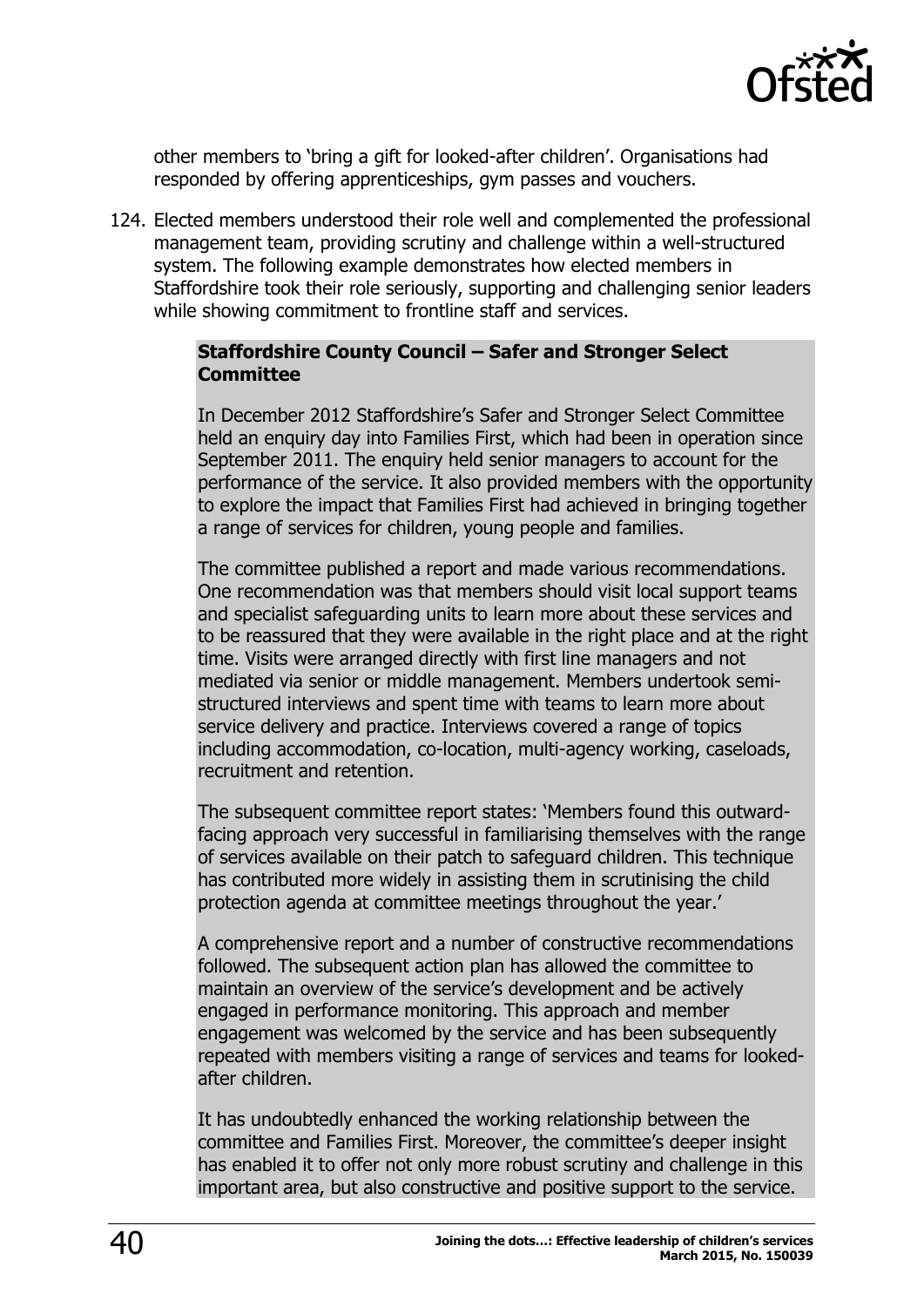other members to 'bring a gift for looked-after children'. Organisations had responded by offering apprenticeships, gym passes and vouchers.

124. Elected members understood their role well and complemented the professional management team, providing scrutiny and challenge within a well-structured system. The following example demonstrates how elected members in Staffordshire took their role seriously, supporting and challenging senior leaders while showing commitment to frontline staff and services.

> **Staffordshire County Council – Safer and Stronger Select Committee**
>
> In December 2012 Staffordshire's Safer and Stronger Select Committee held an enquiry day into Families First, which had been in operation since September 2011. The enquiry held senior managers to account for the performance of the service. It also provided members with the opportunity to explore the impact that Families First had achieved in bringing together a range of services for children, young people and families.
>
> The committee published a report and made various recommendations. One recommendation was that members should visit local support teams and specialist safeguarding units to learn more about these services and to be reassured that they were available in the right place and at the right time. Visits were arranged directly with first line managers and not mediated via senior or middle management. Members undertook semi-structured interviews and spent time with teams to learn more about service delivery and practice. Interviews covered a range of topics including accommodation, co-location, multi-agency working, caseloads, recruitment and retention.
>
> The subsequent committee report states: 'Members found this outward-facing approach very successful in familiarising themselves with the range of services available on their patch to safeguard children. This technique has contributed more widely in assisting them in scrutinising the child protection agenda at committee meetings throughout the year.'
>
> A comprehensive report and a number of constructive recommendations followed. The subsequent action plan has allowed the committee to maintain an overview of the service's development and be actively engaged in performance monitoring. This approach and member engagement was welcomed by the service and has been subsequently repeated with members visiting a range of services and teams for looked-after children.
>
> It has undoubtedly enhanced the working relationship between the committee and Families First. Moreover, the committee's deeper insight has enabled it to offer not only more robust scrutiny and challenge in this important area, but also constructive and positive support to the service.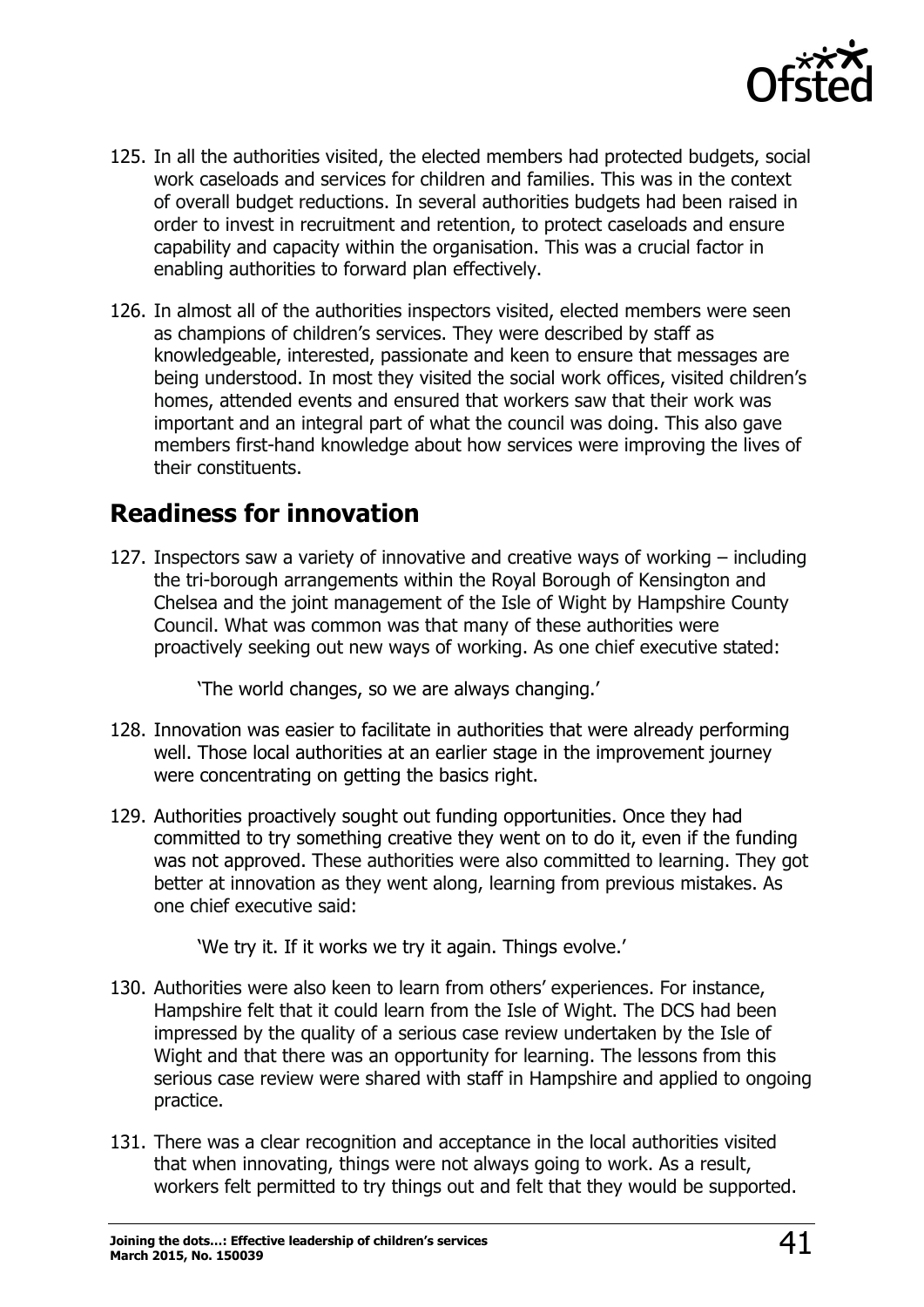125. In all the authorities visited, the elected members had protected budgets, social work caseloads and services for children and families. This was in the context of overall budget reductions. In several authorities budgets had been raised in order to invest in recruitment and retention, to protect caseloads and ensure capability and capacity within the organisation. This was a crucial factor in enabling authorities to forward plan effectively.

126. In almost all of the authorities inspectors visited, elected members were seen as champions of children's services. They were described by staff as knowledgeable, interested, passionate and keen to ensure that messages are being understood. In most they visited the social work offices, visited children's homes, attended events and ensured that workers saw that their work was important and an integral part of what the council was doing. This also gave members first-hand knowledge about how services were improving the lives of their constituents.

## Readiness for innovation

127. Inspectors saw a variety of innovative and creative ways of working – including the tri-borough arrangements within the Royal Borough of Kensington and Chelsea and the joint management of the Isle of Wight by Hampshire County Council. What was common was that many of these authorities were proactively seeking out new ways of working. As one chief executive stated:

> 'The world changes, so we are always changing.'

128. Innovation was easier to facilitate in authorities that were already performing well. Those local authorities at an earlier stage in the improvement journey were concentrating on getting the basics right.

129. Authorities proactively sought out funding opportunities. Once they had committed to try something creative they went on to do it, even if the funding was not approved. These authorities were also committed to learning. They got better at innovation as they went along, learning from previous mistakes. As one chief executive said:

> 'We try it. If it works we try it again. Things evolve.'

130. Authorities were also keen to learn from others' experiences. For instance, Hampshire felt that it could learn from the Isle of Wight. The DCS had been impressed by the quality of a serious case review undertaken by the Isle of Wight and that there was an opportunity for learning. The lessons from this serious case review were shared with staff in Hampshire and applied to ongoing practice.

131. There was a clear recognition and acceptance in the local authorities visited that when innovating, things were not always going to work. As a result, workers felt permitted to try things out and felt that they would be supported.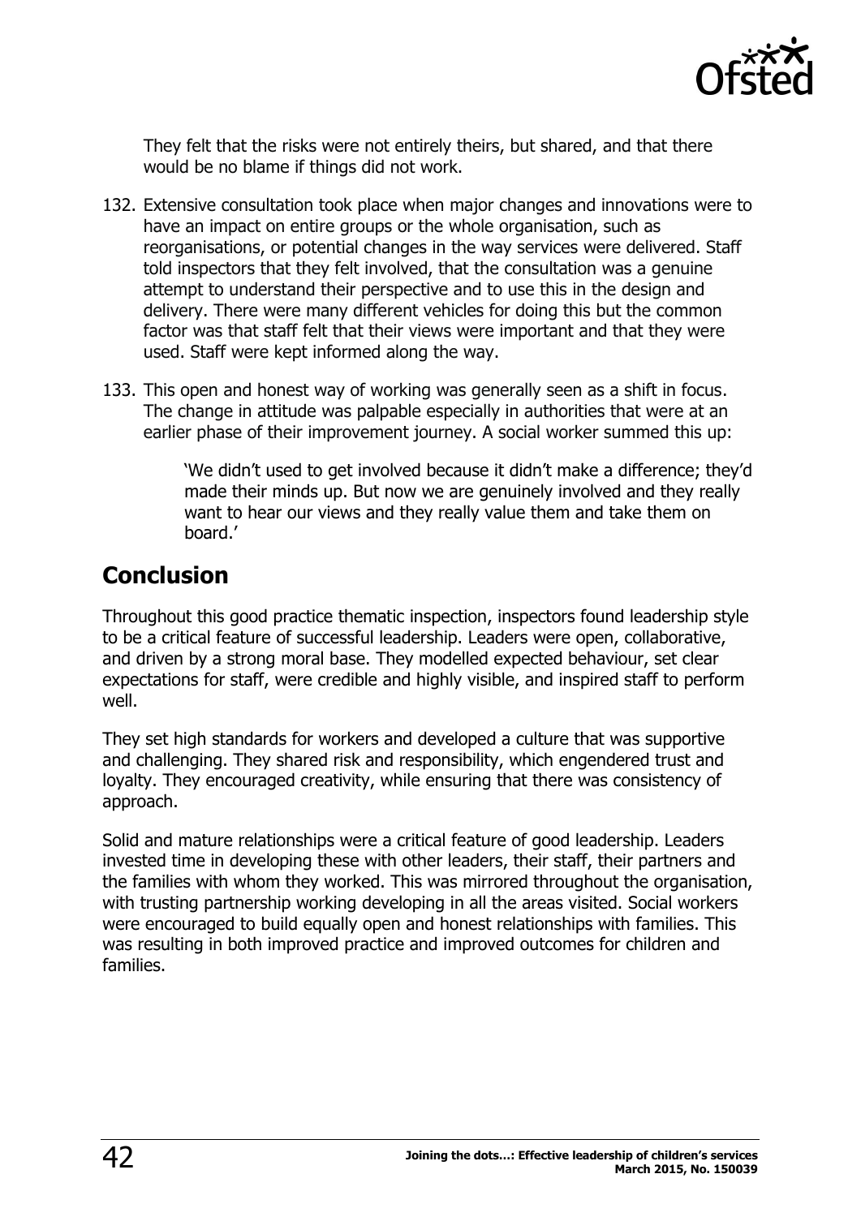They felt that the risks were not entirely theirs, but shared, and that there would be no blame if things did not work.

132. Extensive consultation took place when major changes and innovations were to have an impact on entire groups or the whole organisation, such as reorganisations, or potential changes in the way services were delivered. Staff told inspectors that they felt involved, that the consultation was a genuine attempt to understand their perspective and to use this in the design and delivery. There were many different vehicles for doing this but the common factor was that staff felt that their views were important and that they were used. Staff were kept informed along the way.

133. This open and honest way of working was generally seen as a shift in focus. The change in attitude was palpable especially in authorities that were at an earlier phase of their improvement journey. A social worker summed this up:

> 'We didn't used to get involved because it didn't make a difference; they'd made their minds up. But now we are genuinely involved and they really want to hear our views and they really value them and take them on board.'

## Conclusion

Throughout this good practice thematic inspection, inspectors found leadership style to be a critical feature of successful leadership. Leaders were open, collaborative, and driven by a strong moral base. They modelled expected behaviour, set clear expectations for staff, were credible and highly visible, and inspired staff to perform well.

They set high standards for workers and developed a culture that was supportive and challenging. They shared risk and responsibility, which engendered trust and loyalty. They encouraged creativity, while ensuring that there was consistency of approach.

Solid and mature relationships were a critical feature of good leadership. Leaders invested time in developing these with other leaders, their staff, their partners and the families with whom they worked. This was mirrored throughout the organisation, with trusting partnership working developing in all the areas visited. Social workers were encouraged to build equally open and honest relationships with families. This was resulting in both improved practice and improved outcomes for children and families.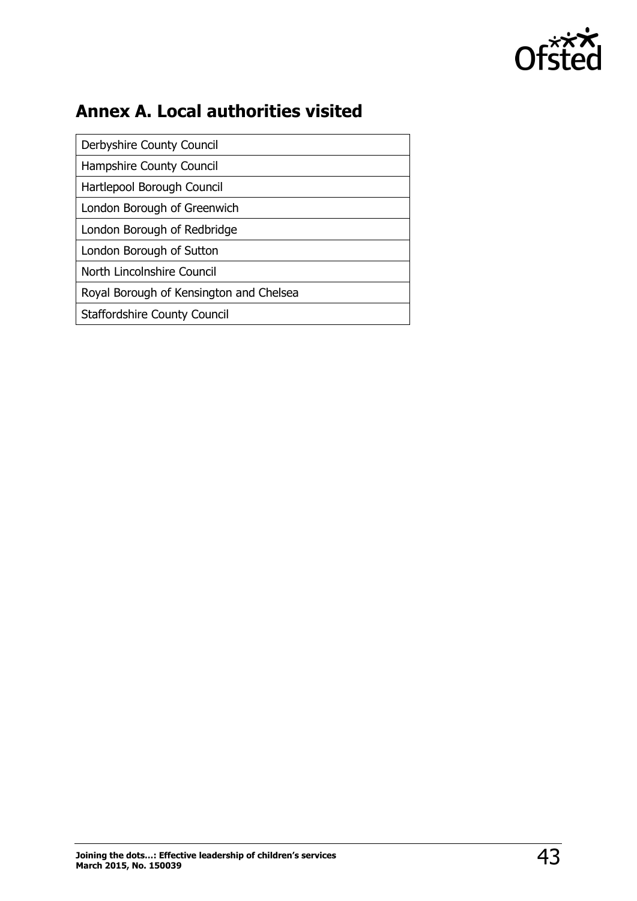## Annex A. Local authorities visited

| |
|---|
| Derbyshire County Council |
| Hampshire County Council |
| Hartlepool Borough Council |
| London Borough of Greenwich |
| London Borough of Redbridge |
| London Borough of Sutton |
| North Lincolnshire Council |
| Royal Borough of Kensington and Chelsea |
| Staffordshire County Council |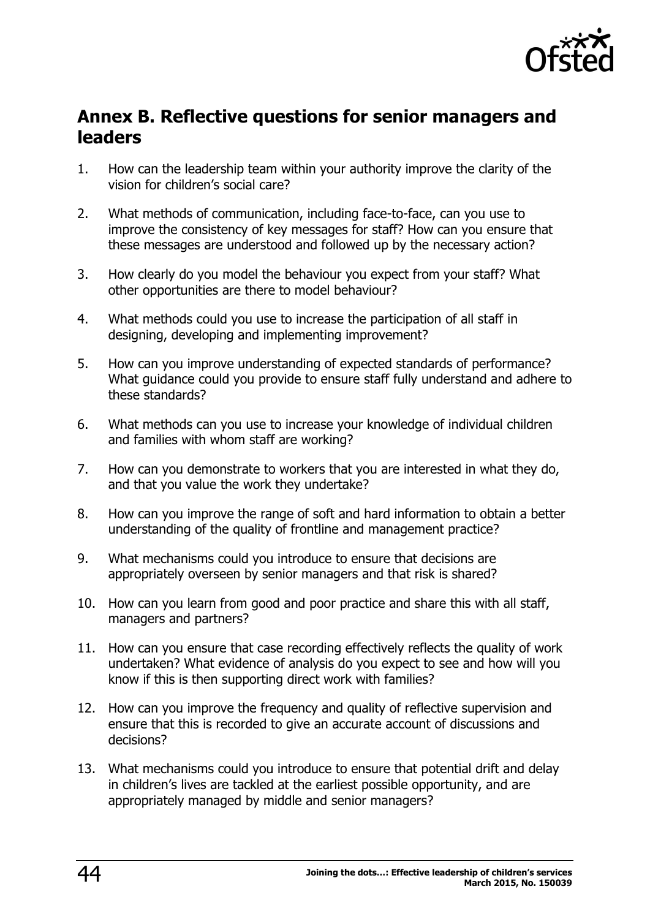## Annex B. Reflective questions for senior managers and leaders

1. How can the leadership team within your authority improve the clarity of the vision for children's social care?
2. What methods of communication, including face-to-face, can you use to improve the consistency of key messages for staff? How can you ensure that these messages are understood and followed up by the necessary action?
3. How clearly do you model the behaviour you expect from your staff? What other opportunities are there to model behaviour?
4. What methods could you use to increase the participation of all staff in designing, developing and implementing improvement?
5. How can you improve understanding of expected standards of performance? What guidance could you provide to ensure staff fully understand and adhere to these standards?
6. What methods can you use to increase your knowledge of individual children and families with whom staff are working?
7. How can you demonstrate to workers that you are interested in what they do, and that you value the work they undertake?
8. How can you improve the range of soft and hard information to obtain a better understanding of the quality of frontline and management practice?
9. What mechanisms could you introduce to ensure that decisions are appropriately overseen by senior managers and that risk is shared?
10. How can you learn from good and poor practice and share this with all staff, managers and partners?
11. How can you ensure that case recording effectively reflects the quality of work undertaken? What evidence of analysis do you expect to see and how will you know if this is then supporting direct work with families?
12. How can you improve the frequency and quality of reflective supervision and ensure that this is recorded to give an accurate account of discussions and decisions?
13. What mechanisms could you introduce to ensure that potential drift and delay in children's lives are tackled at the earliest possible opportunity, and are appropriately managed by middle and senior managers?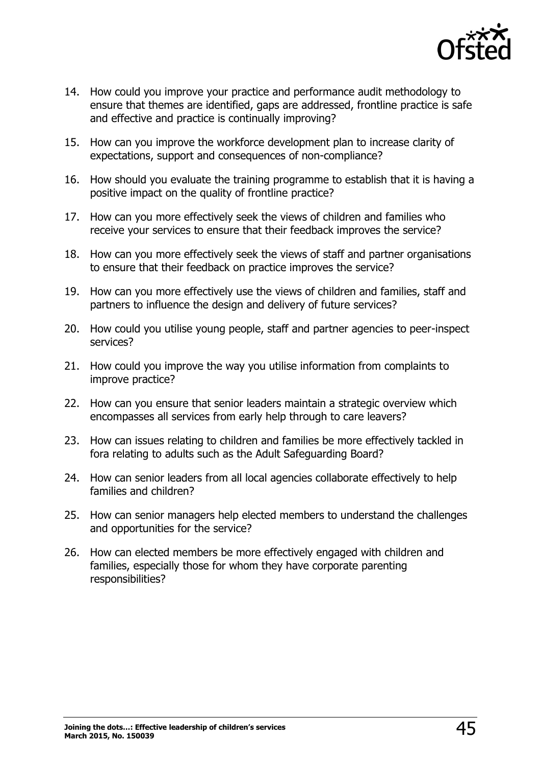14. How could you improve your practice and performance audit methodology to ensure that themes are identified, gaps are addressed, frontline practice is safe and effective and practice is continually improving?
15. How can you improve the workforce development plan to increase clarity of expectations, support and consequences of non-compliance?
16. How should you evaluate the training programme to establish that it is having a positive impact on the quality of frontline practice?
17. How can you more effectively seek the views of children and families who receive your services to ensure that their feedback improves the service?
18. How can you more effectively seek the views of staff and partner organisations to ensure that their feedback on practice improves the service?
19. How can you more effectively use the views of children and families, staff and partners to influence the design and delivery of future services?
20. How could you utilise young people, staff and partner agencies to peer-inspect services?
21. How could you improve the way you utilise information from complaints to improve practice?
22. How can you ensure that senior leaders maintain a strategic overview which encompasses all services from early help through to care leavers?
23. How can issues relating to children and families be more effectively tackled in fora relating to adults such as the Adult Safeguarding Board?
24. How can senior leaders from all local agencies collaborate effectively to help families and children?
25. How can senior managers help elected members to understand the challenges and opportunities for the service?
26. How can elected members be more effectively engaged with children and families, especially those for whom they have corporate parenting responsibilities?